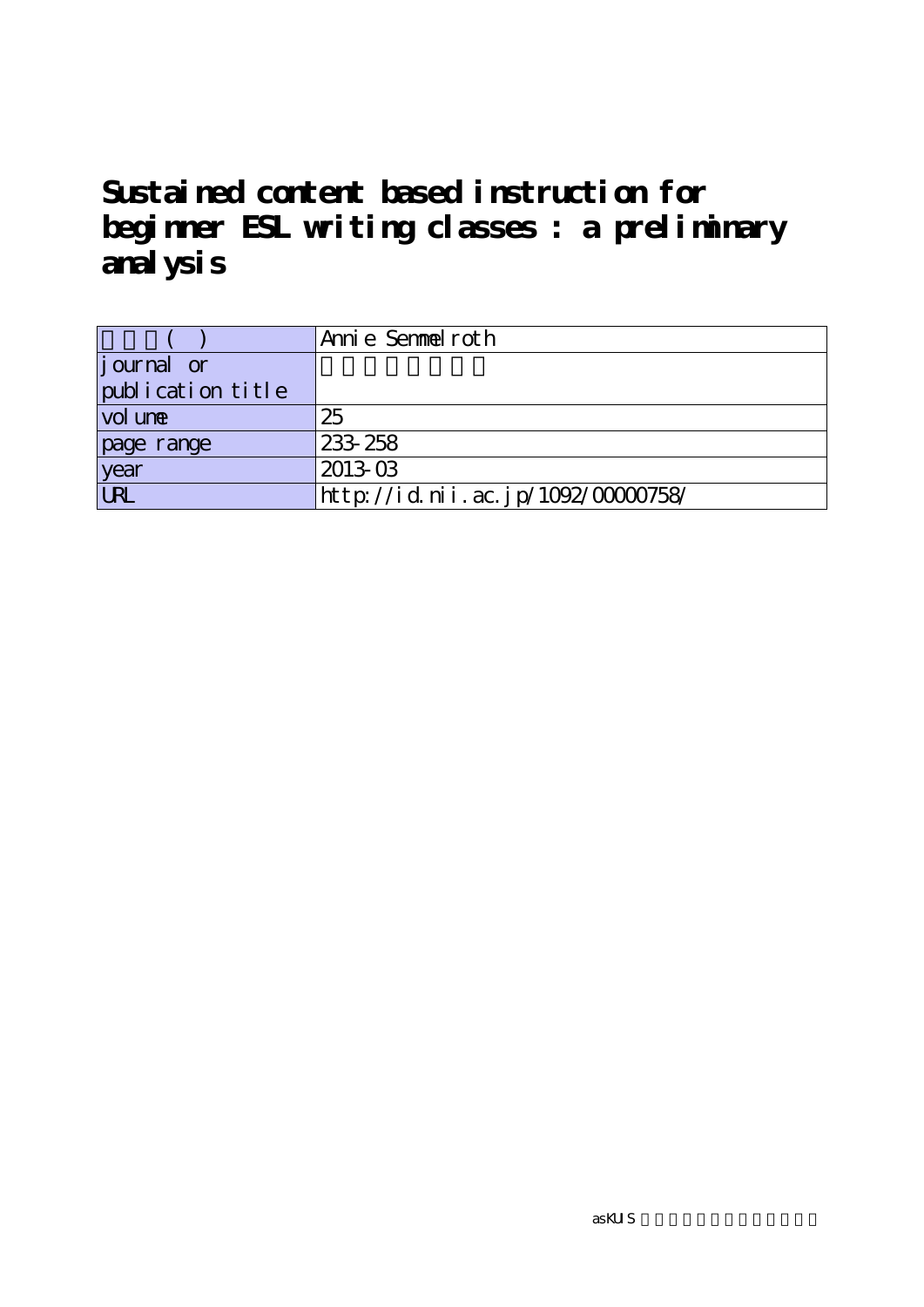# Sustained content based instruction for beginner ESL writing classes : a preliminary analysis

| 著者名( ) | Annie Semmelroth |
|---|---|
| journal or publication title | |
| volume | 25 |
| page range | 233-258 |
| year | 2013-03 |
| URL | http://id.nii.ac.jp/1092/00000758/ |

asKUIS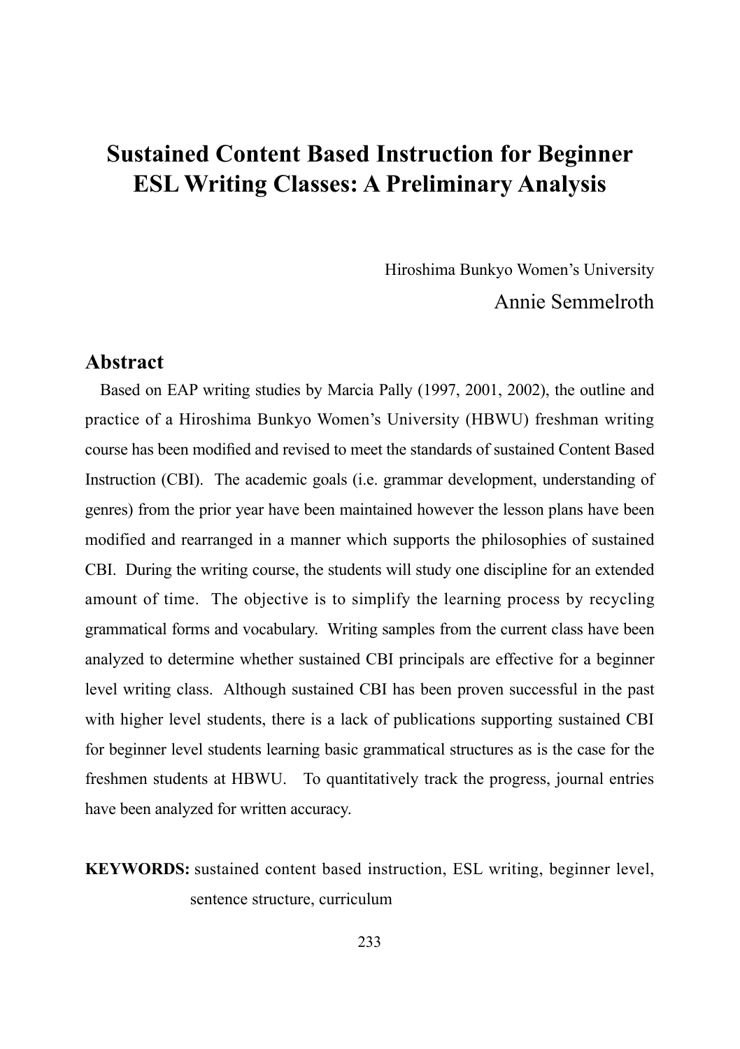# Sustained Content Based Instruction for Beginner ESL Writing Classes: A Preliminary Analysis

Hiroshima Bunkyo Women's University

Annie Semmelroth

## Abstract

Based on EAP writing studies by Marcia Pally (1997, 2001, 2002), the outline and practice of a Hiroshima Bunkyo Women's University (HBWU) freshman writing course has been modified and revised to meet the standards of sustained Content Based Instruction (CBI). The academic goals (i.e. grammar development, understanding of genres) from the prior year have been maintained however the lesson plans have been modified and rearranged in a manner which supports the philosophies of sustained CBI. During the writing course, the students will study one discipline for an extended amount of time. The objective is to simplify the learning process by recycling grammatical forms and vocabulary. Writing samples from the current class have been analyzed to determine whether sustained CBI principals are effective for a beginner level writing class. Although sustained CBI has been proven successful in the past with higher level students, there is a lack of publications supporting sustained CBI for beginner level students learning basic grammatical structures as is the case for the freshmen students at HBWU. To quantitatively track the progress, journal entries have been analyzed for written accuracy.

**KEYWORDS:** sustained content based instruction, ESL writing, beginner level, sentence structure, curriculum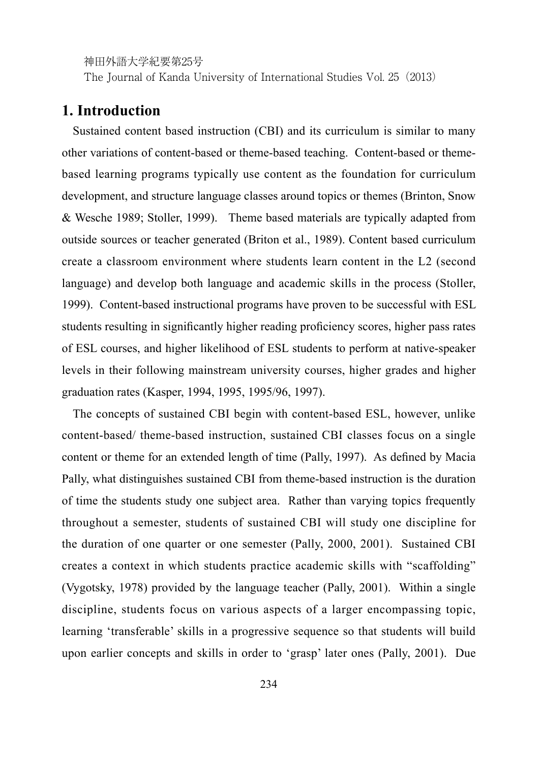## 1. Introduction

Sustained content based instruction (CBI) and its curriculum is similar to many other variations of content-based or theme-based teaching. Content-based or theme-based learning programs typically use content as the foundation for curriculum development, and structure language classes around topics or themes (Brinton, Snow & Wesche 1989; Stoller, 1999). Theme based materials are typically adapted from outside sources or teacher generated (Briton et al., 1989). Content based curriculum create a classroom environment where students learn content in the L2 (second language) and develop both language and academic skills in the process (Stoller, 1999). Content-based instructional programs have proven to be successful with ESL students resulting in significantly higher reading proficiency scores, higher pass rates of ESL courses, and higher likelihood of ESL students to perform at native-speaker levels in their following mainstream university courses, higher grades and higher graduation rates (Kasper, 1994, 1995, 1995/96, 1997).

The concepts of sustained CBI begin with content-based ESL, however, unlike content-based/ theme-based instruction, sustained CBI classes focus on a single content or theme for an extended length of time (Pally, 1997). As defined by Macia Pally, what distinguishes sustained CBI from theme-based instruction is the duration of time the students study one subject area. Rather than varying topics frequently throughout a semester, students of sustained CBI will study one discipline for the duration of one quarter or one semester (Pally, 2000, 2001). Sustained CBI creates a context in which students practice academic skills with "scaffolding" (Vygotsky, 1978) provided by the language teacher (Pally, 2001). Within a single discipline, students focus on various aspects of a larger encompassing topic, learning 'transferable' skills in a progressive sequence so that students will build upon earlier concepts and skills in order to 'grasp' later ones (Pally, 2001). Due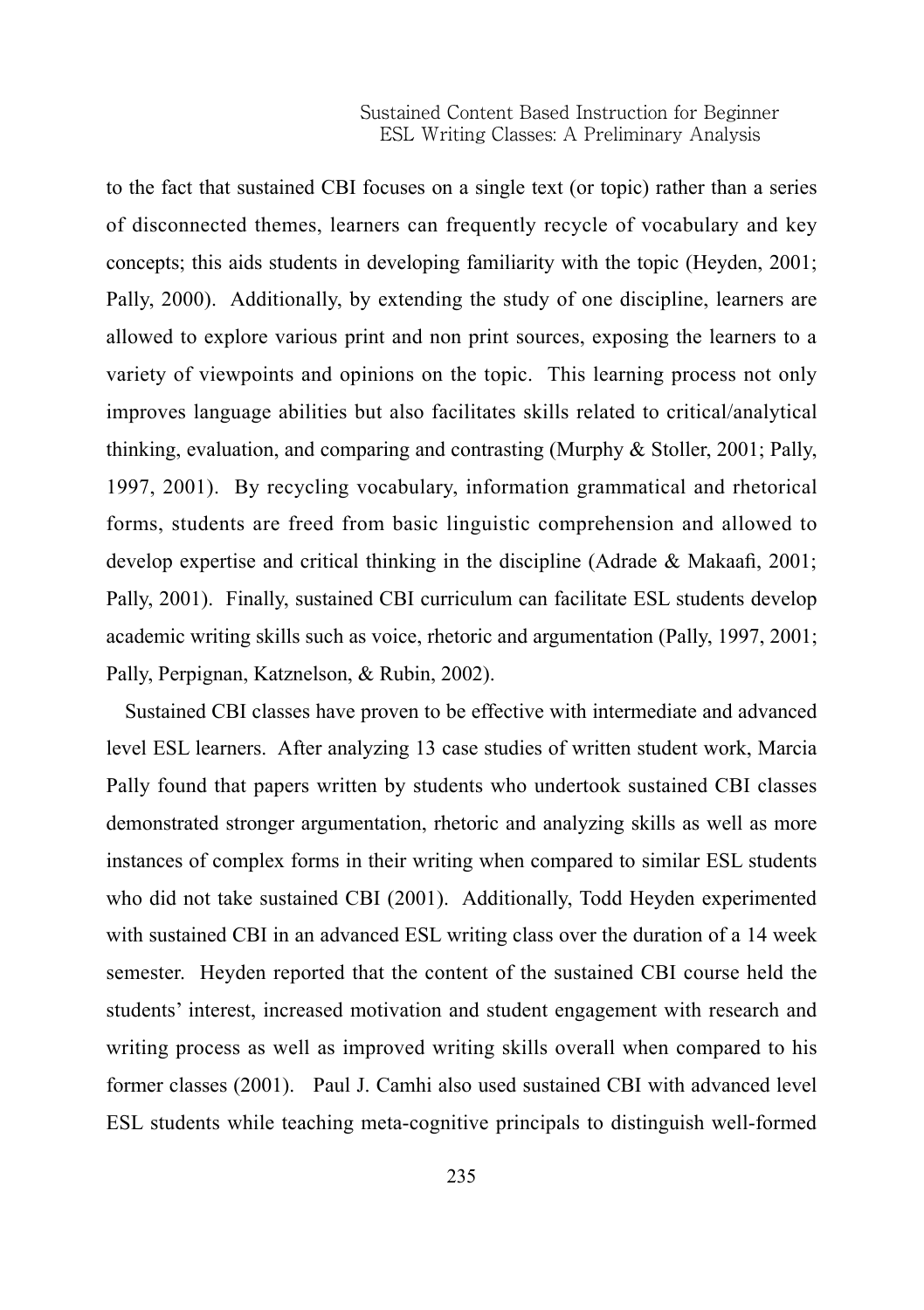to the fact that sustained CBI focuses on a single text (or topic) rather than a series of disconnected themes, learners can frequently recycle of vocabulary and key concepts; this aids students in developing familiarity with the topic (Heyden, 2001; Pally, 2000). Additionally, by extending the study of one discipline, learners are allowed to explore various print and non print sources, exposing the learners to a variety of viewpoints and opinions on the topic. This learning process not only improves language abilities but also facilitates skills related to critical/analytical thinking, evaluation, and comparing and contrasting (Murphy & Stoller, 2001; Pally, 1997, 2001). By recycling vocabulary, information grammatical and rhetorical forms, students are freed from basic linguistic comprehension and allowed to develop expertise and critical thinking in the discipline (Adrade & Makaafi, 2001; Pally, 2001). Finally, sustained CBI curriculum can facilitate ESL students develop academic writing skills such as voice, rhetoric and argumentation (Pally, 1997, 2001; Pally, Perpignan, Katznelson, & Rubin, 2002).

Sustained CBI classes have proven to be effective with intermediate and advanced level ESL learners. After analyzing 13 case studies of written student work, Marcia Pally found that papers written by students who undertook sustained CBI classes demonstrated stronger argumentation, rhetoric and analyzing skills as well as more instances of complex forms in their writing when compared to similar ESL students who did not take sustained CBI (2001). Additionally, Todd Heyden experimented with sustained CBI in an advanced ESL writing class over the duration of a 14 week semester. Heyden reported that the content of the sustained CBI course held the students' interest, increased motivation and student engagement with research and writing process as well as improved writing skills overall when compared to his former classes (2001). Paul J. Camhi also used sustained CBI with advanced level ESL students while teaching meta-cognitive principals to distinguish well-formed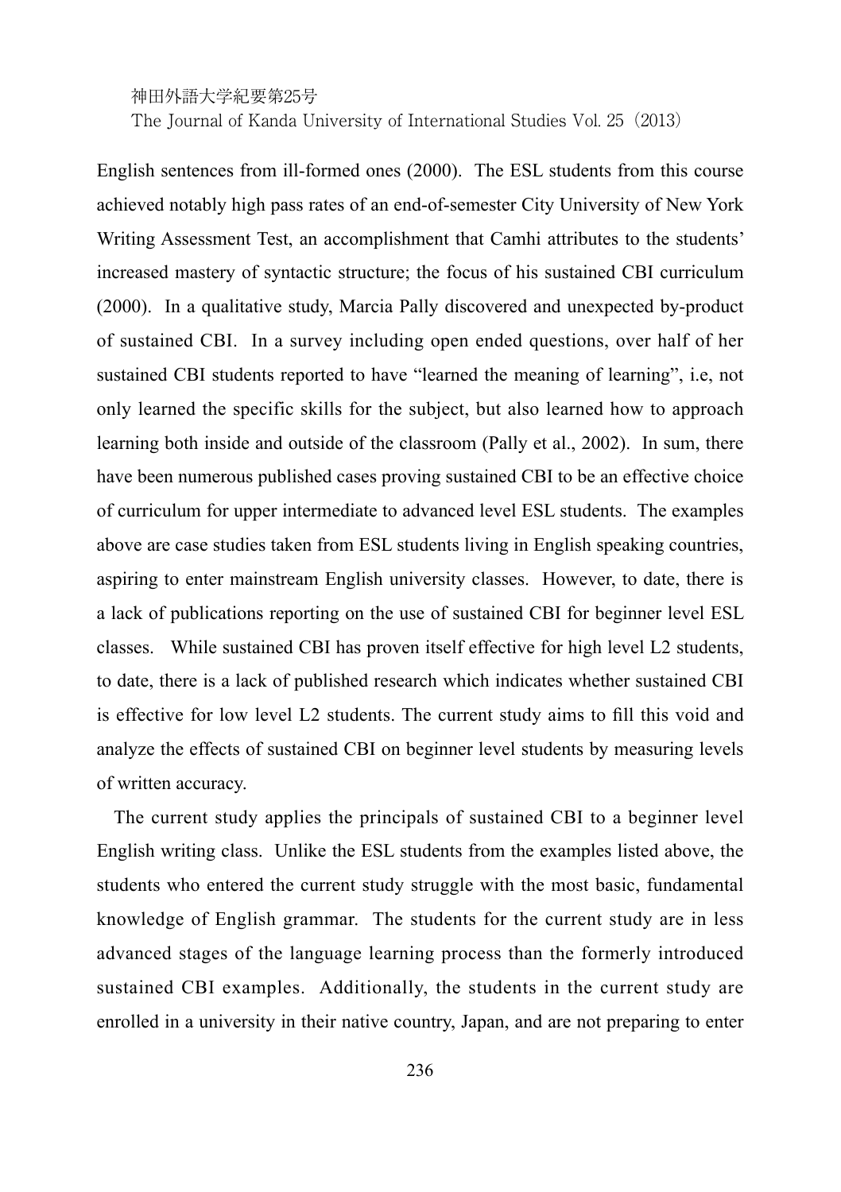English sentences from ill-formed ones (2000). The ESL students from this course achieved notably high pass rates of an end-of-semester City University of New York Writing Assessment Test, an accomplishment that Camhi attributes to the students' increased mastery of syntactic structure; the focus of his sustained CBI curriculum (2000). In a qualitative study, Marcia Pally discovered and unexpected by-product of sustained CBI. In a survey including open ended questions, over half of her sustained CBI students reported to have "learned the meaning of learning", i.e, not only learned the specific skills for the subject, but also learned how to approach learning both inside and outside of the classroom (Pally et al., 2002). In sum, there have been numerous published cases proving sustained CBI to be an effective choice of curriculum for upper intermediate to advanced level ESL students. The examples above are case studies taken from ESL students living in English speaking countries, aspiring to enter mainstream English university classes. However, to date, there is a lack of publications reporting on the use of sustained CBI for beginner level ESL classes. While sustained CBI has proven itself effective for high level L2 students, to date, there is a lack of published research which indicates whether sustained CBI is effective for low level L2 students. The current study aims to fill this void and analyze the effects of sustained CBI on beginner level students by measuring levels of written accuracy.

The current study applies the principals of sustained CBI to a beginner level English writing class. Unlike the ESL students from the examples listed above, the students who entered the current study struggle with the most basic, fundamental knowledge of English grammar. The students for the current study are in less advanced stages of the language learning process than the formerly introduced sustained CBI examples. Additionally, the students in the current study are enrolled in a university in their native country, Japan, and are not preparing to enter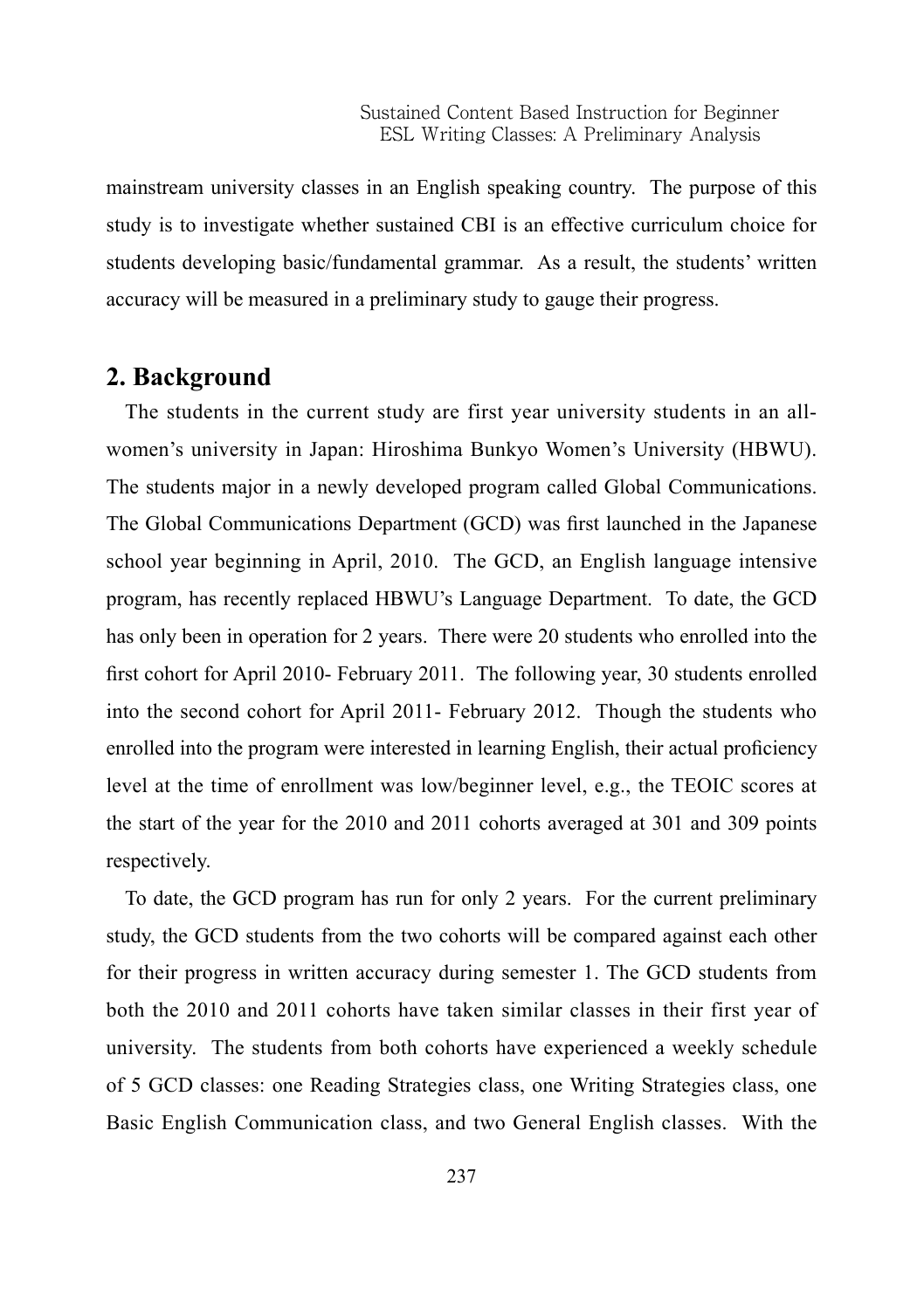mainstream university classes in an English speaking country. The purpose of this study is to investigate whether sustained CBI is an effective curriculum choice for students developing basic/fundamental grammar. As a result, the students' written accuracy will be measured in a preliminary study to gauge their progress.

## 2. Background

The students in the current study are first year university students in an all-women's university in Japan: Hiroshima Bunkyo Women's University (HBWU). The students major in a newly developed program called Global Communications. The Global Communications Department (GCD) was first launched in the Japanese school year beginning in April, 2010. The GCD, an English language intensive program, has recently replaced HBWU's Language Department. To date, the GCD has only been in operation for 2 years. There were 20 students who enrolled into the first cohort for April 2010- February 2011. The following year, 30 students enrolled into the second cohort for April 2011- February 2012. Though the students who enrolled into the program were interested in learning English, their actual proficiency level at the time of enrollment was low/beginner level, e.g., the TEOIC scores at the start of the year for the 2010 and 2011 cohorts averaged at 301 and 309 points respectively.

To date, the GCD program has run for only 2 years. For the current preliminary study, the GCD students from the two cohorts will be compared against each other for their progress in written accuracy during semester 1. The GCD students from both the 2010 and 2011 cohorts have taken similar classes in their first year of university. The students from both cohorts have experienced a weekly schedule of 5 GCD classes: one Reading Strategies class, one Writing Strategies class, one Basic English Communication class, and two General English classes. With the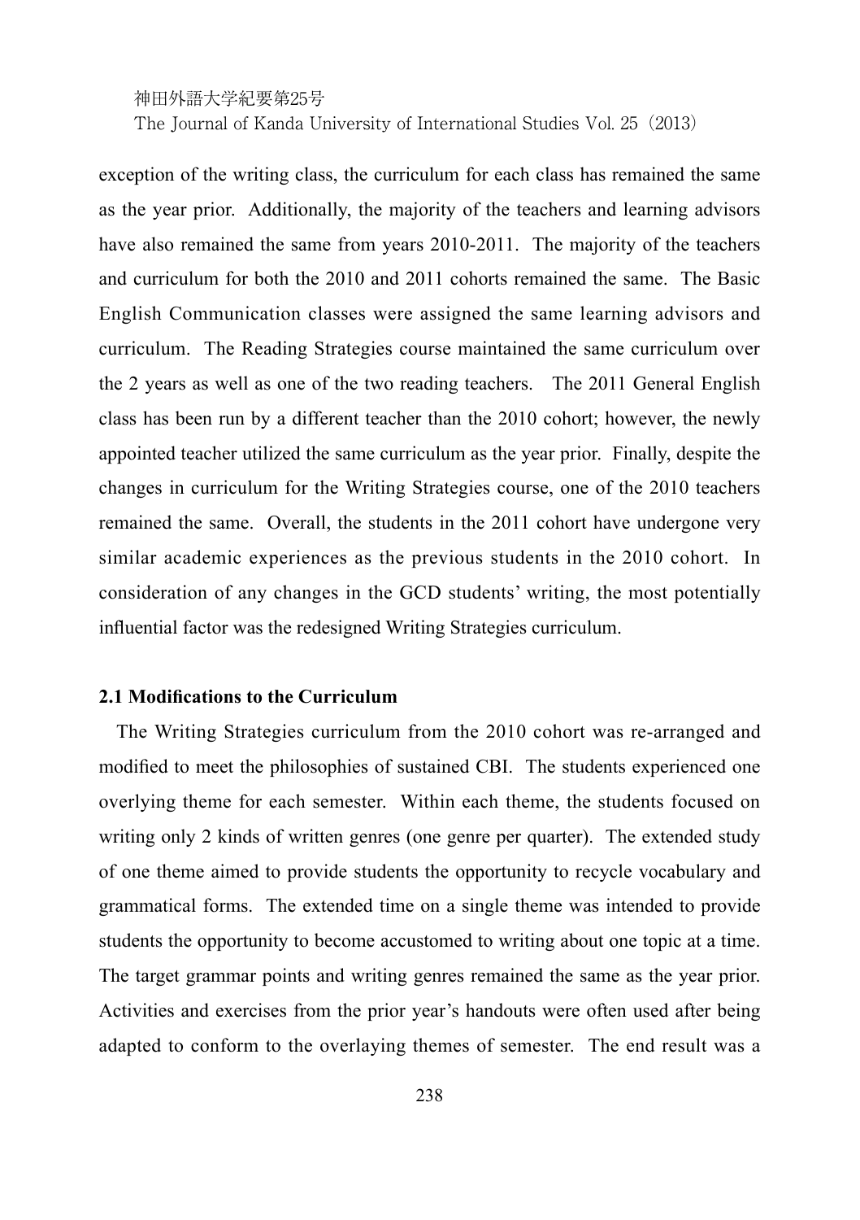exception of the writing class, the curriculum for each class has remained the same as the year prior. Additionally, the majority of the teachers and learning advisors have also remained the same from years 2010-2011. The majority of the teachers and curriculum for both the 2010 and 2011 cohorts remained the same. The Basic English Communication classes were assigned the same learning advisors and curriculum. The Reading Strategies course maintained the same curriculum over the 2 years as well as one of the two reading teachers. The 2011 General English class has been run by a different teacher than the 2010 cohort; however, the newly appointed teacher utilized the same curriculum as the year prior. Finally, despite the changes in curriculum for the Writing Strategies course, one of the 2010 teachers remained the same. Overall, the students in the 2011 cohort have undergone very similar academic experiences as the previous students in the 2010 cohort. In consideration of any changes in the GCD students' writing, the most potentially influential factor was the redesigned Writing Strategies curriculum.

### 2.1 Modifications to the Curriculum

The Writing Strategies curriculum from the 2010 cohort was re-arranged and modified to meet the philosophies of sustained CBI. The students experienced one overlying theme for each semester. Within each theme, the students focused on writing only 2 kinds of written genres (one genre per quarter). The extended study of one theme aimed to provide students the opportunity to recycle vocabulary and grammatical forms. The extended time on a single theme was intended to provide students the opportunity to become accustomed to writing about one topic at a time. The target grammar points and writing genres remained the same as the year prior. Activities and exercises from the prior year's handouts were often used after being adapted to conform to the overlaying themes of semester. The end result was a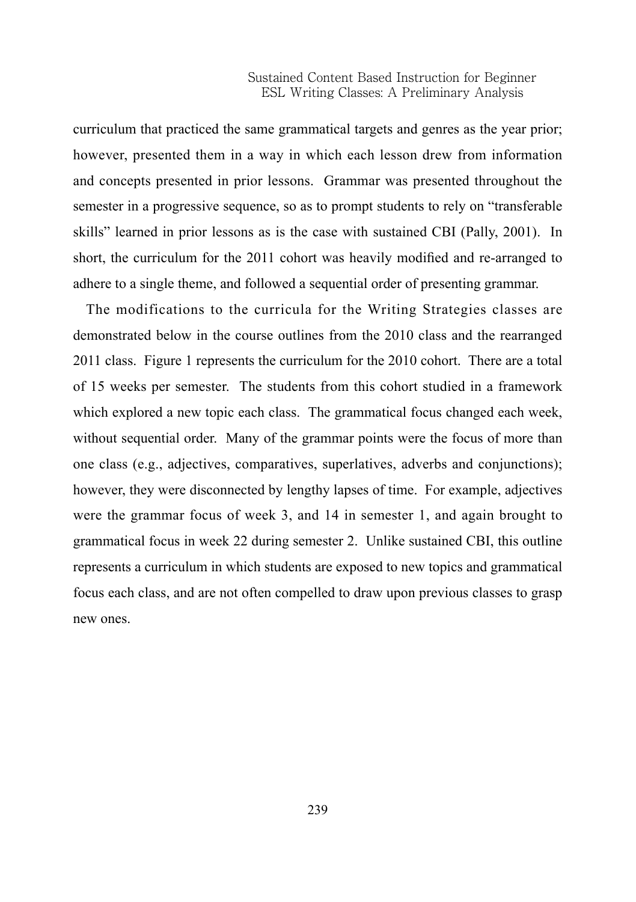curriculum that practiced the same grammatical targets and genres as the year prior; however, presented them in a way in which each lesson drew from information and concepts presented in prior lessons. Grammar was presented throughout the semester in a progressive sequence, so as to prompt students to rely on "transferable skills" learned in prior lessons as is the case with sustained CBI (Pally, 2001). In short, the curriculum for the 2011 cohort was heavily modified and re-arranged to adhere to a single theme, and followed a sequential order of presenting grammar.

The modifications to the curricula for the Writing Strategies classes are demonstrated below in the course outlines from the 2010 class and the rearranged 2011 class. Figure 1 represents the curriculum for the 2010 cohort. There are a total of 15 weeks per semester. The students from this cohort studied in a framework which explored a new topic each class. The grammatical focus changed each week, without sequential order. Many of the grammar points were the focus of more than one class (e.g., adjectives, comparatives, superlatives, adverbs and conjunctions); however, they were disconnected by lengthy lapses of time. For example, adjectives were the grammar focus of week 3, and 14 in semester 1, and again brought to grammatical focus in week 22 during semester 2. Unlike sustained CBI, this outline represents a curriculum in which students are exposed to new topics and grammatical focus each class, and are not often compelled to draw upon previous classes to grasp new ones.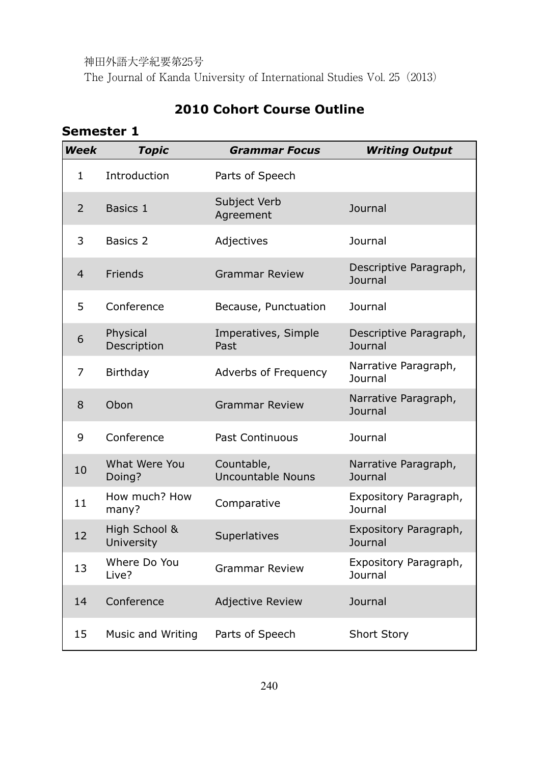## 2010 Cohort Course Outline

### Semester 1

| Week | Topic | Grammar Focus | Writing Output |
|---|---|---|---|
| 1 | Introduction | Parts of Speech | |
| 2 | Basics 1 | Subject Verb Agreement | Journal |
| 3 | Basics 2 | Adjectives | Journal |
| 4 | Friends | Grammar Review | Descriptive Paragraph, Journal |
| 5 | Conference | Because, Punctuation | Journal |
| 6 | Physical Description | Imperatives, Simple Past | Descriptive Paragraph, Journal |
| 7 | Birthday | Adverbs of Frequency | Narrative Paragraph, Journal |
| 8 | Obon | Grammar Review | Narrative Paragraph, Journal |
| 9 | Conference | Past Continuous | Journal |
| 10 | What Were You Doing? | Countable, Uncountable Nouns | Narrative Paragraph, Journal |
| 11 | How much? How many? | Comparative | Expository Paragraph, Journal |
| 12 | High School & University | Superlatives | Expository Paragraph, Journal |
| 13 | Where Do You Live? | Grammar Review | Expository Paragraph, Journal |
| 14 | Conference | Adjective Review | Journal |
| 15 | Music and Writing | Parts of Speech | Short Story |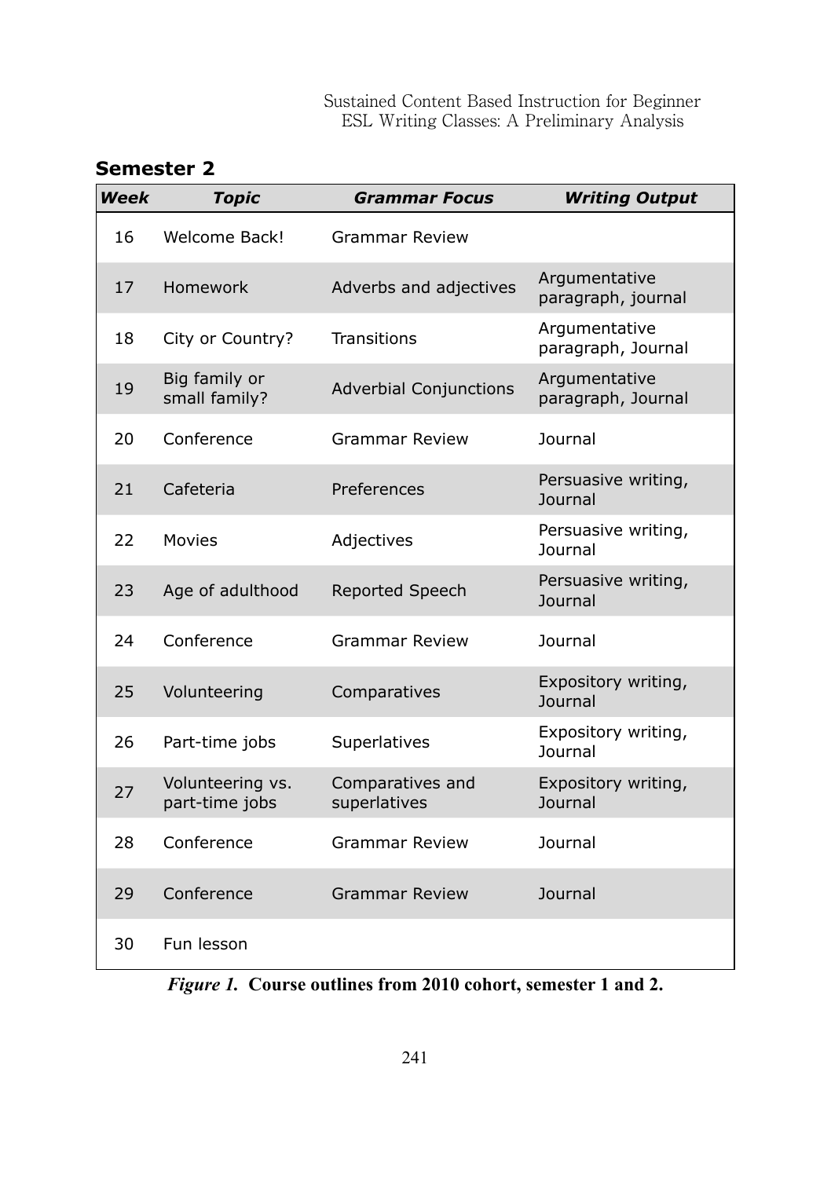**Semester 2**

| *Week* | *Topic* | *Grammar Focus* | *Writing Output* |
|---|---|---|---|
| 16 | Welcome Back! | Grammar Review | |
| 17 | Homework | Adverbs and adjectives | Argumentative paragraph, journal |
| 18 | City or Country? | Transitions | Argumentative paragraph, Journal |
| 19 | Big family or small family? | Adverbial Conjunctions | Argumentative paragraph, Journal |
| 20 | Conference | Grammar Review | Journal |
| 21 | Cafeteria | Preferences | Persuasive writing, Journal |
| 22 | Movies | Adjectives | Persuasive writing, Journal |
| 23 | Age of adulthood | Reported Speech | Persuasive writing, Journal |
| 24 | Conference | Grammar Review | Journal |
| 25 | Volunteering | Comparatives | Expository writing, Journal |
| 26 | Part-time jobs | Superlatives | Expository writing, Journal |
| 27 | Volunteering vs. part-time jobs | Comparatives and superlatives | Expository writing, Journal |
| 28 | Conference | Grammar Review | Journal |
| 29 | Conference | Grammar Review | Journal |
| 30 | Fun lesson | | |

***Figure 1.*** **Course outlines from 2010 cohort, semester 1 and 2.**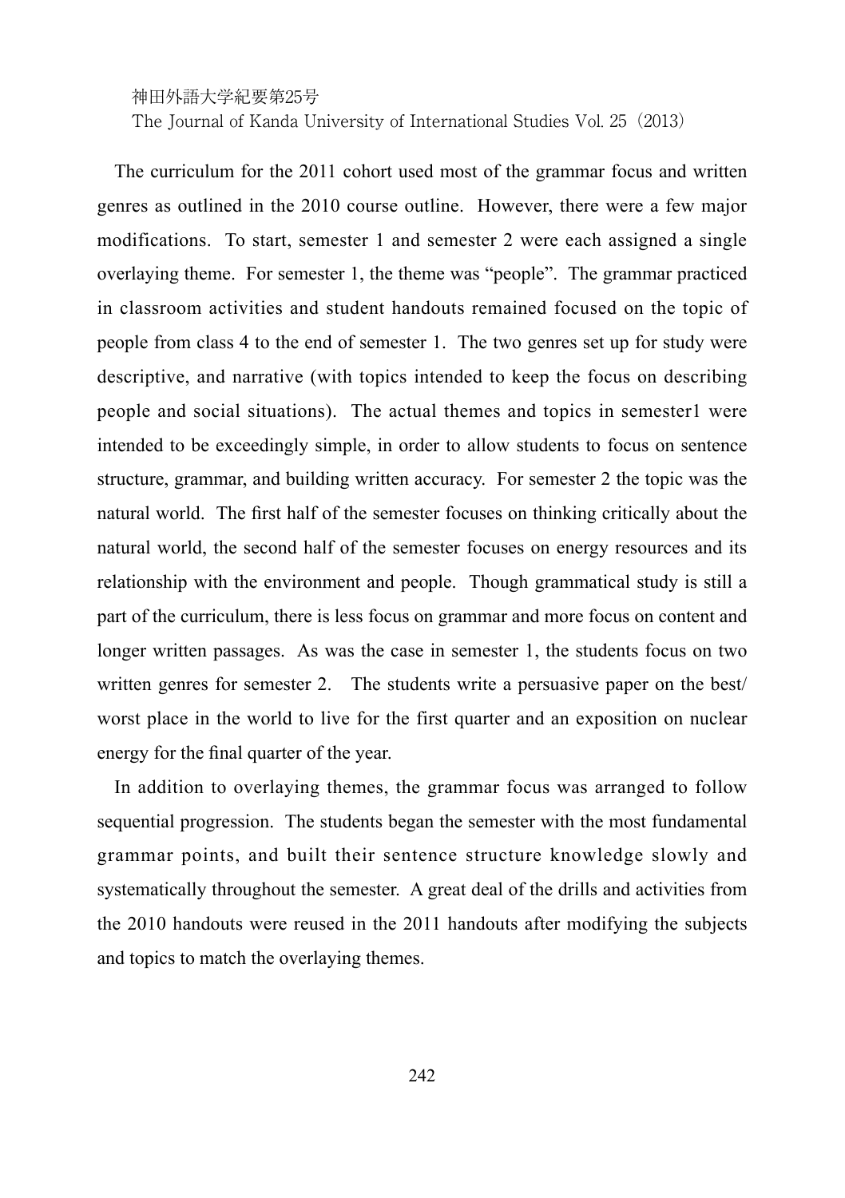The curriculum for the 2011 cohort used most of the grammar focus and written genres as outlined in the 2010 course outline. However, there were a few major modifications. To start, semester 1 and semester 2 were each assigned a single overlaying theme. For semester 1, the theme was "people". The grammar practiced in classroom activities and student handouts remained focused on the topic of people from class 4 to the end of semester 1. The two genres set up for study were descriptive, and narrative (with topics intended to keep the focus on describing people and social situations). The actual themes and topics in semester1 were intended to be exceedingly simple, in order to allow students to focus on sentence structure, grammar, and building written accuracy. For semester 2 the topic was the natural world. The first half of the semester focuses on thinking critically about the natural world, the second half of the semester focuses on energy resources and its relationship with the environment and people. Though grammatical study is still a part of the curriculum, there is less focus on grammar and more focus on content and longer written passages. As was the case in semester 1, the students focus on two written genres for semester 2. The students write a persuasive paper on the best/worst place in the world to live for the first quarter and an exposition on nuclear energy for the final quarter of the year.

In addition to overlaying themes, the grammar focus was arranged to follow sequential progression. The students began the semester with the most fundamental grammar points, and built their sentence structure knowledge slowly and systematically throughout the semester. A great deal of the drills and activities from the 2010 handouts were reused in the 2011 handouts after modifying the subjects and topics to match the overlaying themes.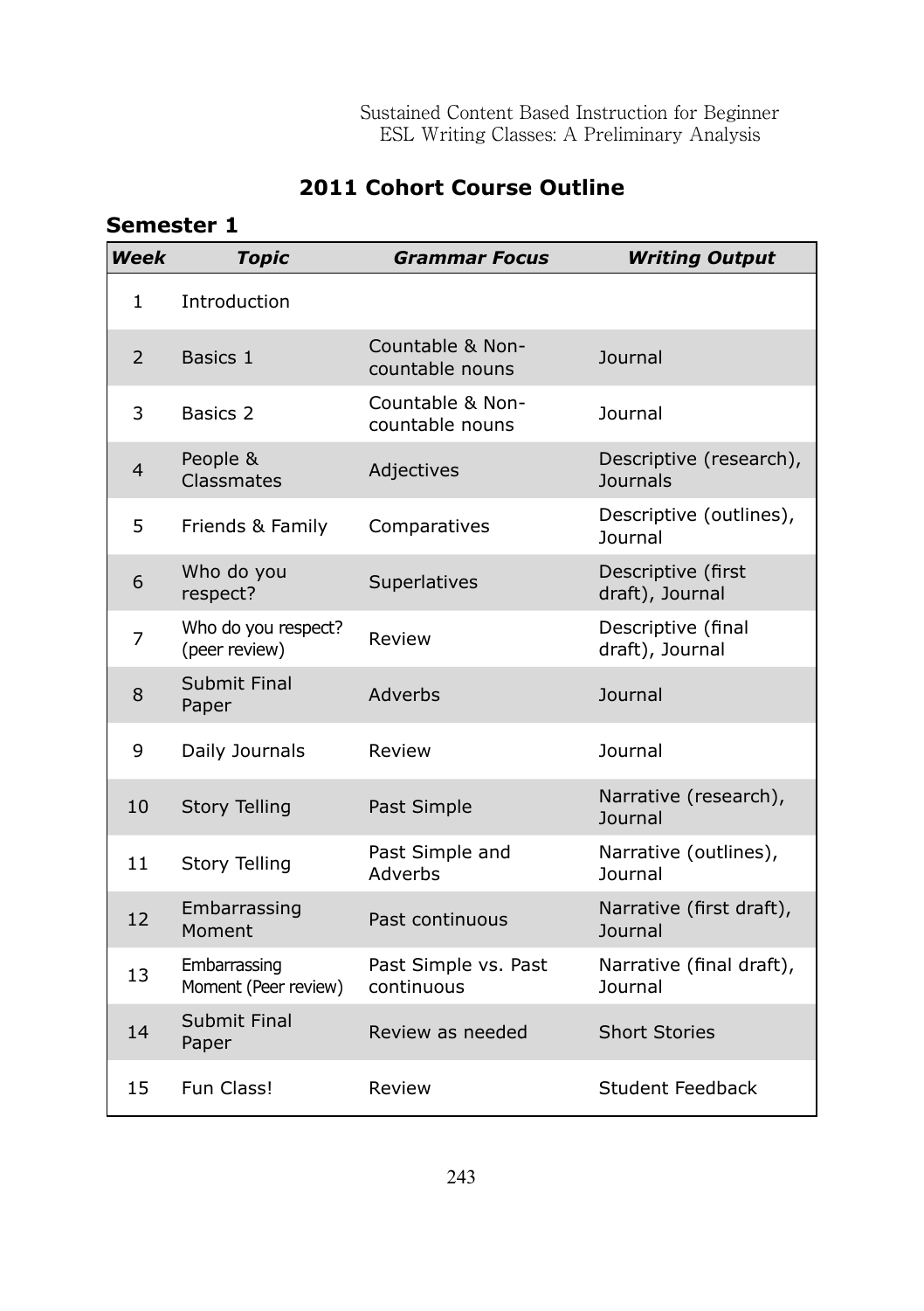## 2011 Cohort Course Outline

### Semester 1

| *Week* | *Topic* | *Grammar Focus* | *Writing Output* |
|---|---|---|---|
| 1 | Introduction | | |
| 2 | Basics 1 | Countable & Non-countable nouns | Journal |
| 3 | Basics 2 | Countable & Non-countable nouns | Journal |
| 4 | People & Classmates | Adjectives | Descriptive (research), Journals |
| 5 | Friends & Family | Comparatives | Descriptive (outlines), Journal |
| 6 | Who do you respect? | Superlatives | Descriptive (first draft), Journal |
| 7 | Who do you respect? (peer review) | Review | Descriptive (final draft), Journal |
| 8 | Submit Final Paper | Adverbs | Journal |
| 9 | Daily Journals | Review | Journal |
| 10 | Story Telling | Past Simple | Narrative (research), Journal |
| 11 | Story Telling | Past Simple and Adverbs | Narrative (outlines), Journal |
| 12 | Embarrassing Moment | Past continuous | Narrative (first draft), Journal |
| 13 | Embarrassing Moment (Peer review) | Past Simple vs. Past continuous | Narrative (final draft), Journal |
| 14 | Submit Final Paper | Review as needed | Short Stories |
| 15 | Fun Class! | Review | Student Feedback |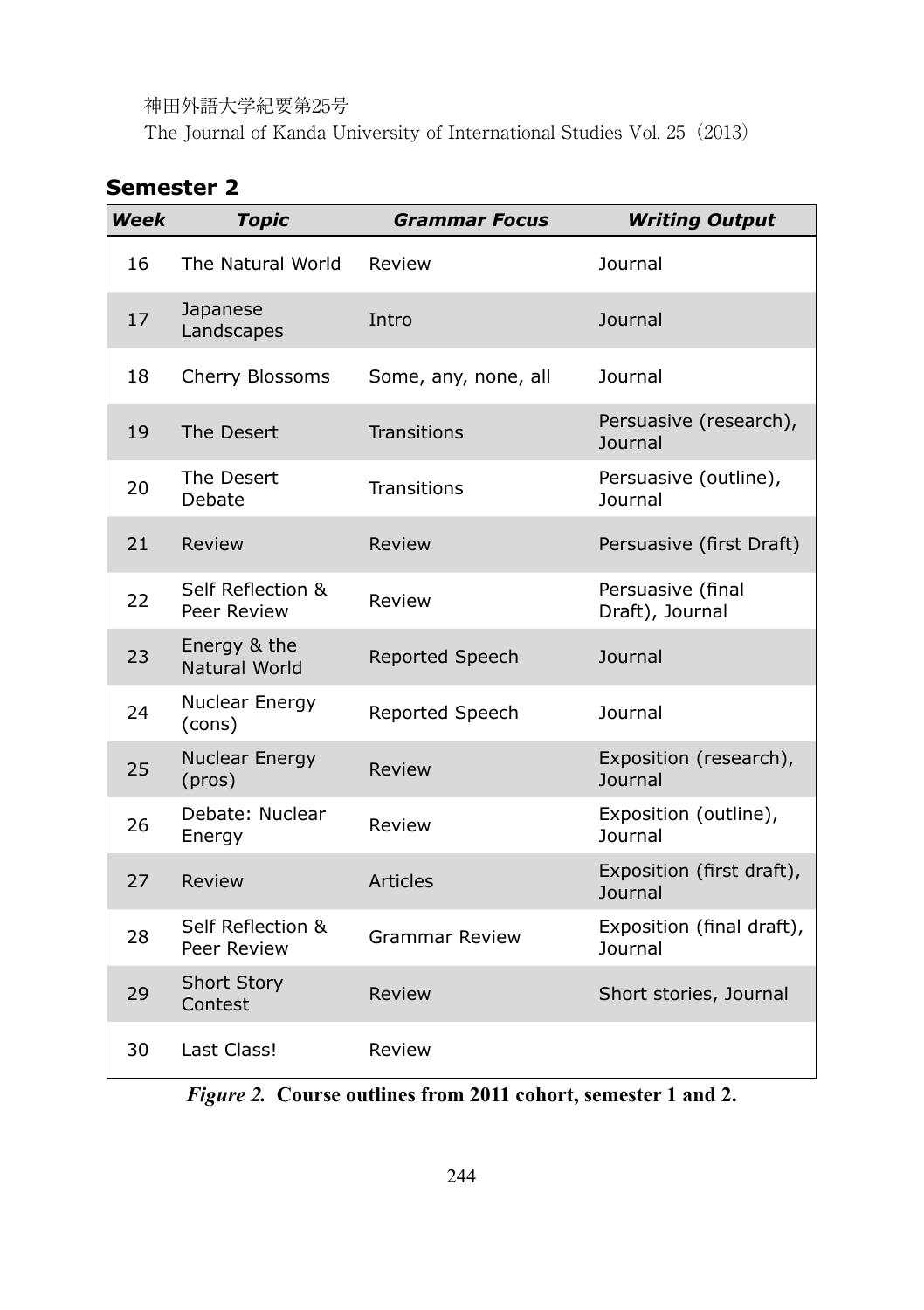## Semester 2

| *Week* | *Topic* | *Grammar Focus* | *Writing Output* |
|---|---|---|---|
| 16 | The Natural World | Review | Journal |
| 17 | Japanese Landscapes | Intro | Journal |
| 18 | Cherry Blossoms | Some, any, none, all | Journal |
| 19 | The Desert | Transitions | Persuasive (research), Journal |
| 20 | The Desert Debate | Transitions | Persuasive (outline), Journal |
| 21 | Review | Review | Persuasive (first Draft) |
| 22 | Self Reflection & Peer Review | Review | Persuasive (final Draft), Journal |
| 23 | Energy & the Natural World | Reported Speech | Journal |
| 24 | Nuclear Energy (cons) | Reported Speech | Journal |
| 25 | Nuclear Energy (pros) | Review | Exposition (research), Journal |
| 26 | Debate: Nuclear Energy | Review | Exposition (outline), Journal |
| 27 | Review | Articles | Exposition (first draft), Journal |
| 28 | Self Reflection & Peer Review | Grammar Review | Exposition (final draft), Journal |
| 29 | Short Story Contest | Review | Short stories, Journal |
| 30 | Last Class! | Review | |

***Figure 2.*** **Course outlines from 2011 cohort, semester 1 and 2.**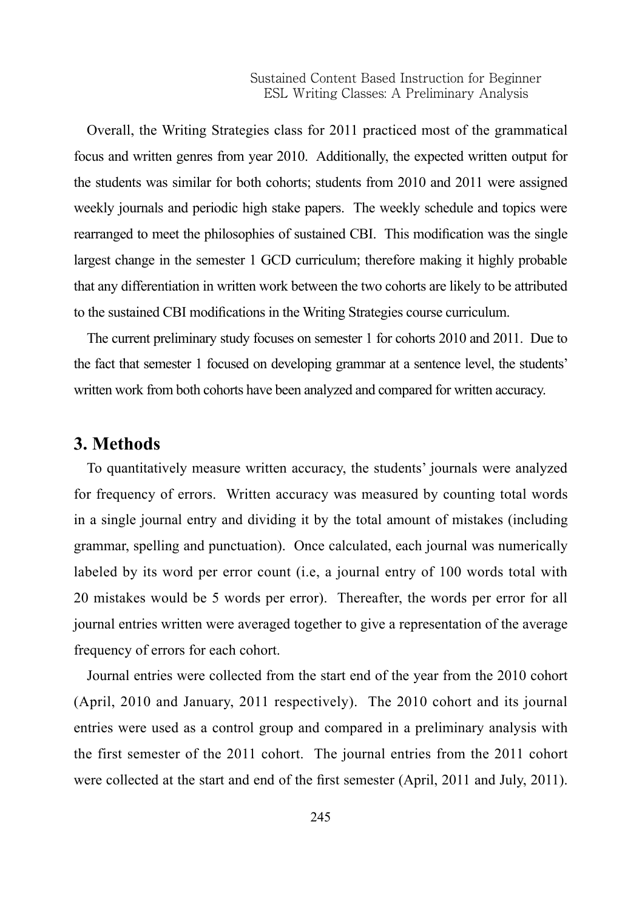Overall, the Writing Strategies class for 2011 practiced most of the grammatical focus and written genres from year 2010. Additionally, the expected written output for the students was similar for both cohorts; students from 2010 and 2011 were assigned weekly journals and periodic high stake papers. The weekly schedule and topics were rearranged to meet the philosophies of sustained CBI. This modification was the single largest change in the semester 1 GCD curriculum; therefore making it highly probable that any differentiation in written work between the two cohorts are likely to be attributed to the sustained CBI modifications in the Writing Strategies course curriculum.

The current preliminary study focuses on semester 1 for cohorts 2010 and 2011. Due to the fact that semester 1 focused on developing grammar at a sentence level, the students' written work from both cohorts have been analyzed and compared for written accuracy.

## 3. Methods

To quantitatively measure written accuracy, the students' journals were analyzed for frequency of errors. Written accuracy was measured by counting total words in a single journal entry and dividing it by the total amount of mistakes (including grammar, spelling and punctuation). Once calculated, each journal was numerically labeled by its word per error count (i.e, a journal entry of 100 words total with 20 mistakes would be 5 words per error). Thereafter, the words per error for all journal entries written were averaged together to give a representation of the average frequency of errors for each cohort.

Journal entries were collected from the start end of the year from the 2010 cohort (April, 2010 and January, 2011 respectively). The 2010 cohort and its journal entries were used as a control group and compared in a preliminary analysis with the first semester of the 2011 cohort. The journal entries from the 2011 cohort were collected at the start and end of the first semester (April, 2011 and July, 2011).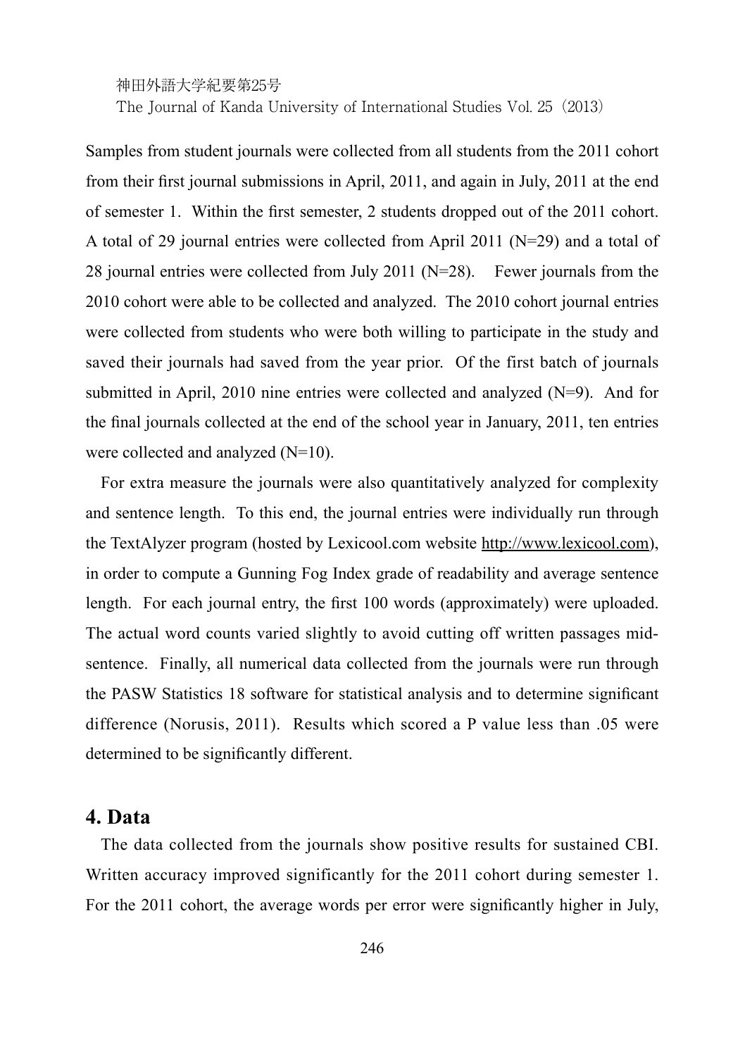Samples from student journals were collected from all students from the 2011 cohort from their first journal submissions in April, 2011, and again in July, 2011 at the end of semester 1. Within the first semester, 2 students dropped out of the 2011 cohort. A total of 29 journal entries were collected from April 2011 (N=29) and a total of 28 journal entries were collected from July 2011 (N=28). Fewer journals from the 2010 cohort were able to be collected and analyzed. The 2010 cohort journal entries were collected from students who were both willing to participate in the study and saved their journals had saved from the year prior. Of the first batch of journals submitted in April, 2010 nine entries were collected and analyzed (N=9). And for the final journals collected at the end of the school year in January, 2011, ten entries were collected and analyzed (N=10).

For extra measure the journals were also quantitatively analyzed for complexity and sentence length. To this end, the journal entries were individually run through the TextAlyzer program (hosted by Lexicool.com website http://www.lexicool.com), in order to compute a Gunning Fog Index grade of readability and average sentence length. For each journal entry, the first 100 words (approximately) were uploaded. The actual word counts varied slightly to avoid cutting off written passages mid-sentence. Finally, all numerical data collected from the journals were run through the PASW Statistics 18 software for statistical analysis and to determine significant difference (Norusis, 2011). Results which scored a P value less than .05 were determined to be significantly different.

## 4. Data

The data collected from the journals show positive results for sustained CBI. Written accuracy improved significantly for the 2011 cohort during semester 1. For the 2011 cohort, the average words per error were significantly higher in July,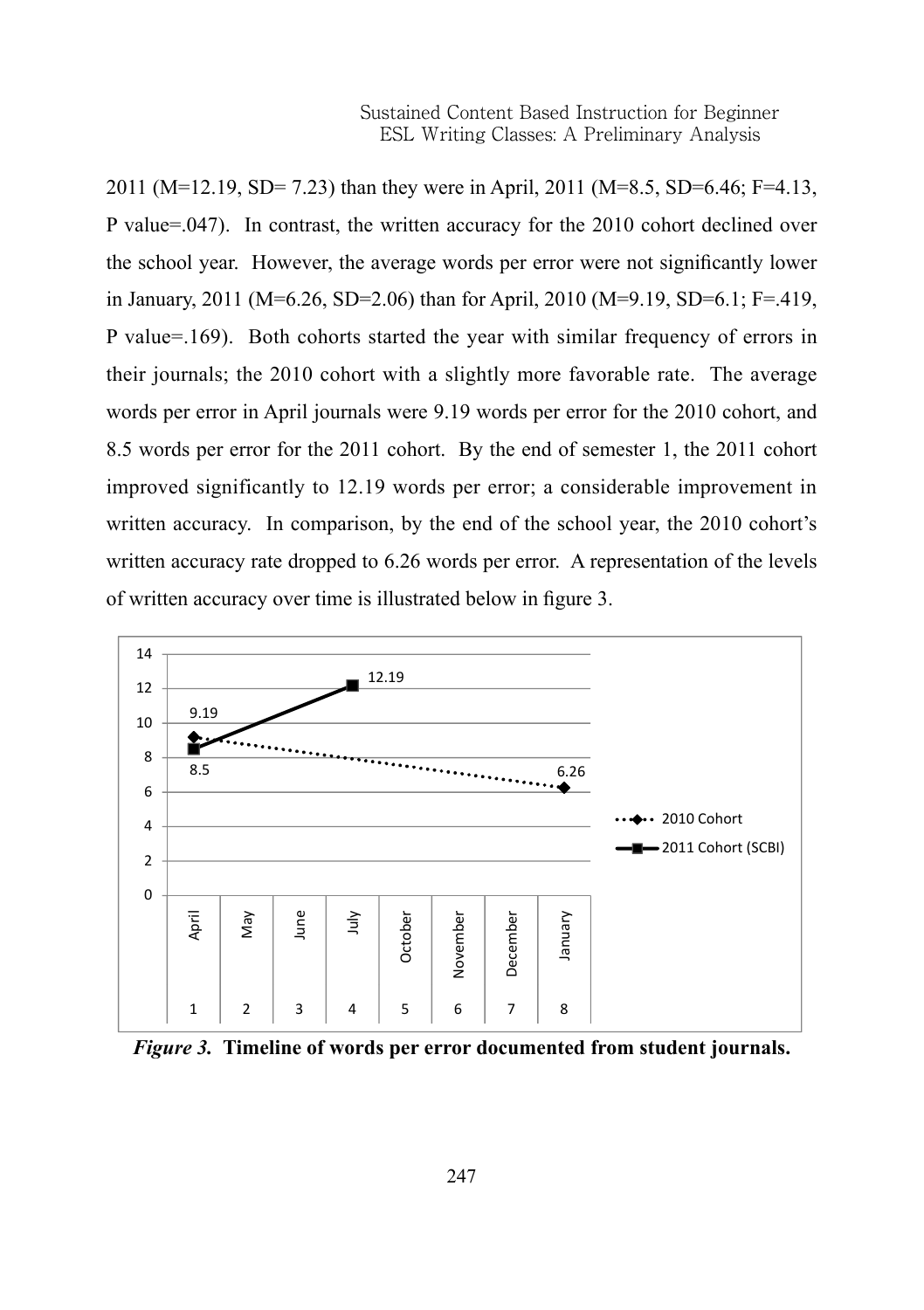2011 (M=12.19, SD= 7.23) than they were in April, 2011 (M=8.5, SD=6.46; F=4.13, P value=.047). In contrast, the written accuracy for the 2010 cohort declined over the school year. However, the average words per error were not significantly lower in January, 2011 (M=6.26, SD=2.06) than for April, 2010 (M=9.19, SD=6.1; F=.419, P value=.169). Both cohorts started the year with similar frequency of errors in their journals; the 2010 cohort with a slightly more favorable rate. The average words per error in April journals were 9.19 words per error for the 2010 cohort, and 8.5 words per error for the 2011 cohort. By the end of semester 1, the 2011 cohort improved significantly to 12.19 words per error; a considerable improvement in written accuracy. In comparison, by the end of the school year, the 2010 cohort's written accuracy rate dropped to 6.26 words per error. A representation of the levels of written accuracy over time is illustrated below in figure 3.

***Figure 3.* Timeline of words per error documented from student journals.**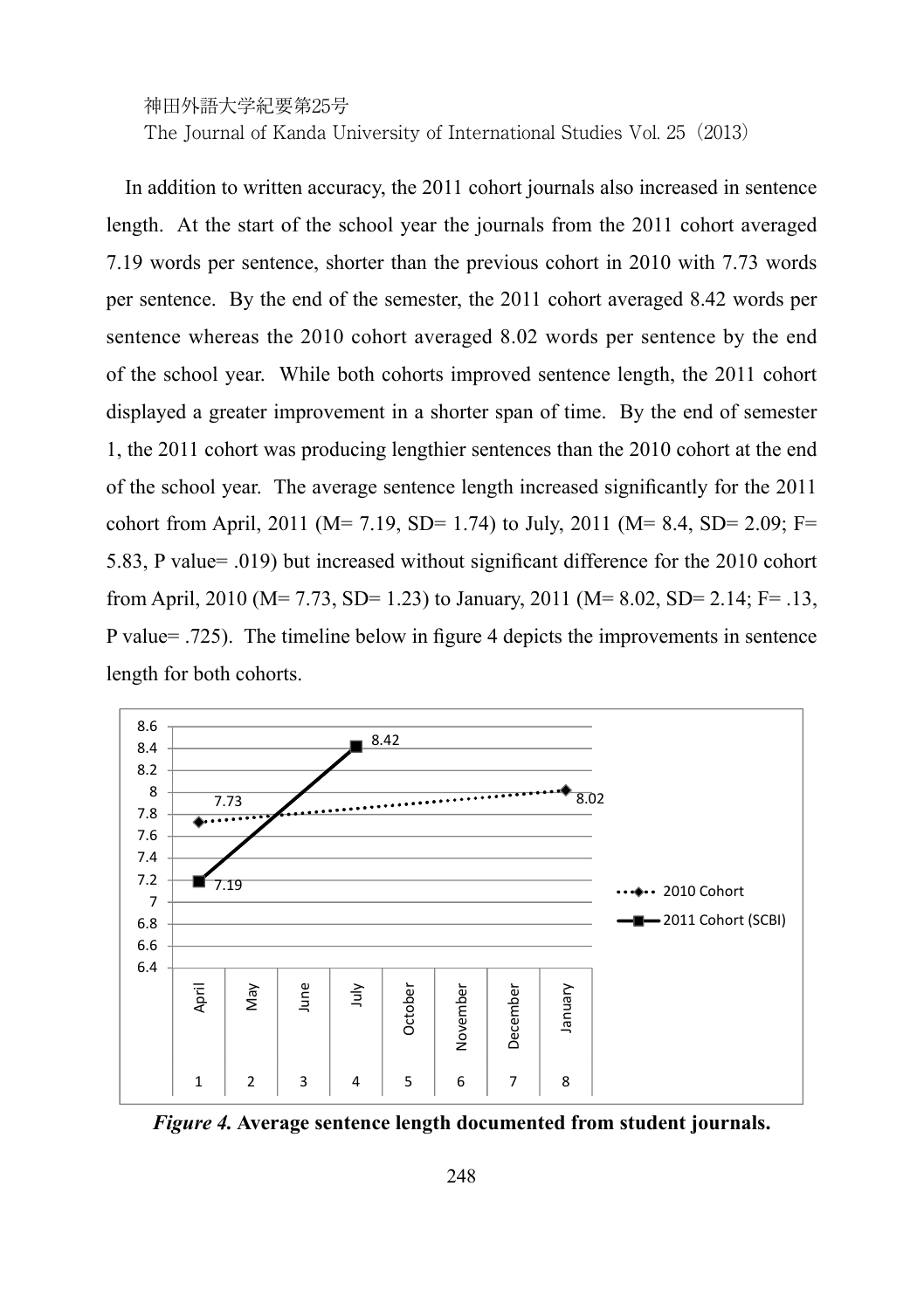In addition to written accuracy, the 2011 cohort journals also increased in sentence length. At the start of the school year the journals from the 2011 cohort averaged 7.19 words per sentence, shorter than the previous cohort in 2010 with 7.73 words per sentence. By the end of the semester, the 2011 cohort averaged 8.42 words per sentence whereas the 2010 cohort averaged 8.02 words per sentence by the end of the school year. While both cohorts improved sentence length, the 2011 cohort displayed a greater improvement in a shorter span of time. By the end of semester 1, the 2011 cohort was producing lengthier sentences than the 2010 cohort at the end of the school year. The average sentence length increased significantly for the 2011 cohort from April, 2011 ($M= 7.19$, $SD= 1.74$) to July, 2011 ($M= 8.4$, $SD= 2.09$; $F= 5.83$, P value= .019) but increased without significant difference for the 2010 cohort from April, 2010 ($M= 7.73$, $SD= 1.23$) to January, 2011 ($M= 8.02$, $SD= 2.14$; $F= .13$, P value= .725). The timeline below in figure 4 depicts the improvements in sentence length for both cohorts.

| | 1 April | 2 May | 3 June | 4 July | 5 October | 6 November | 7 December | 8 January |
|---|---|---|---|---|---|---|---|---|
| 2010 Cohort | 7.73 | | | | | | | 8.02 |
| 2011 Cohort (SCBI) | 7.19 | | | 8.42 | | | | |

***Figure 4.* Average sentence length documented from student journals.**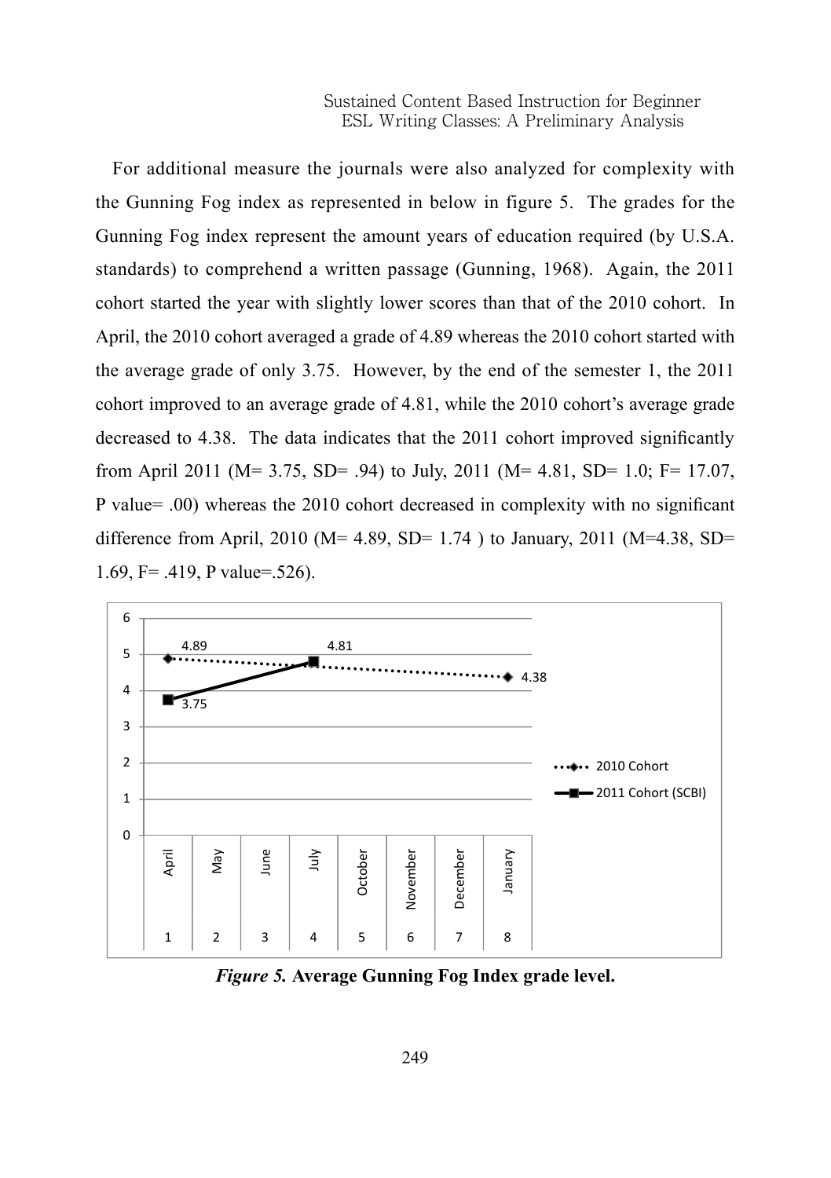For additional measure the journals were also analyzed for complexity with the Gunning Fog index as represented in below in figure 5. The grades for the Gunning Fog index represent the amount years of education required (by U.S.A. standards) to comprehend a written passage (Gunning, 1968). Again, the 2011 cohort started the year with slightly lower scores than that of the 2010 cohort. In April, the 2010 cohort averaged a grade of 4.89 whereas the 2010 cohort started with the average grade of only 3.75. However, by the end of the semester 1, the 2011 cohort improved to an average grade of 4.81, while the 2010 cohort's average grade decreased to 4.38. The data indicates that the 2011 cohort improved significantly from April 2011 (M= 3.75, SD= .94) to July, 2011 (M= 4.81, SD= 1.0; F= 17.07, P value= .00) whereas the 2010 cohort decreased in complexity with no significant difference from April, 2010 (M= 4.89, SD= 1.74 ) to January, 2011 (M=4.38, SD= 1.69, F= .419, P value=.526).

***Figure 5.*** **Average Gunning Fog Index grade level.**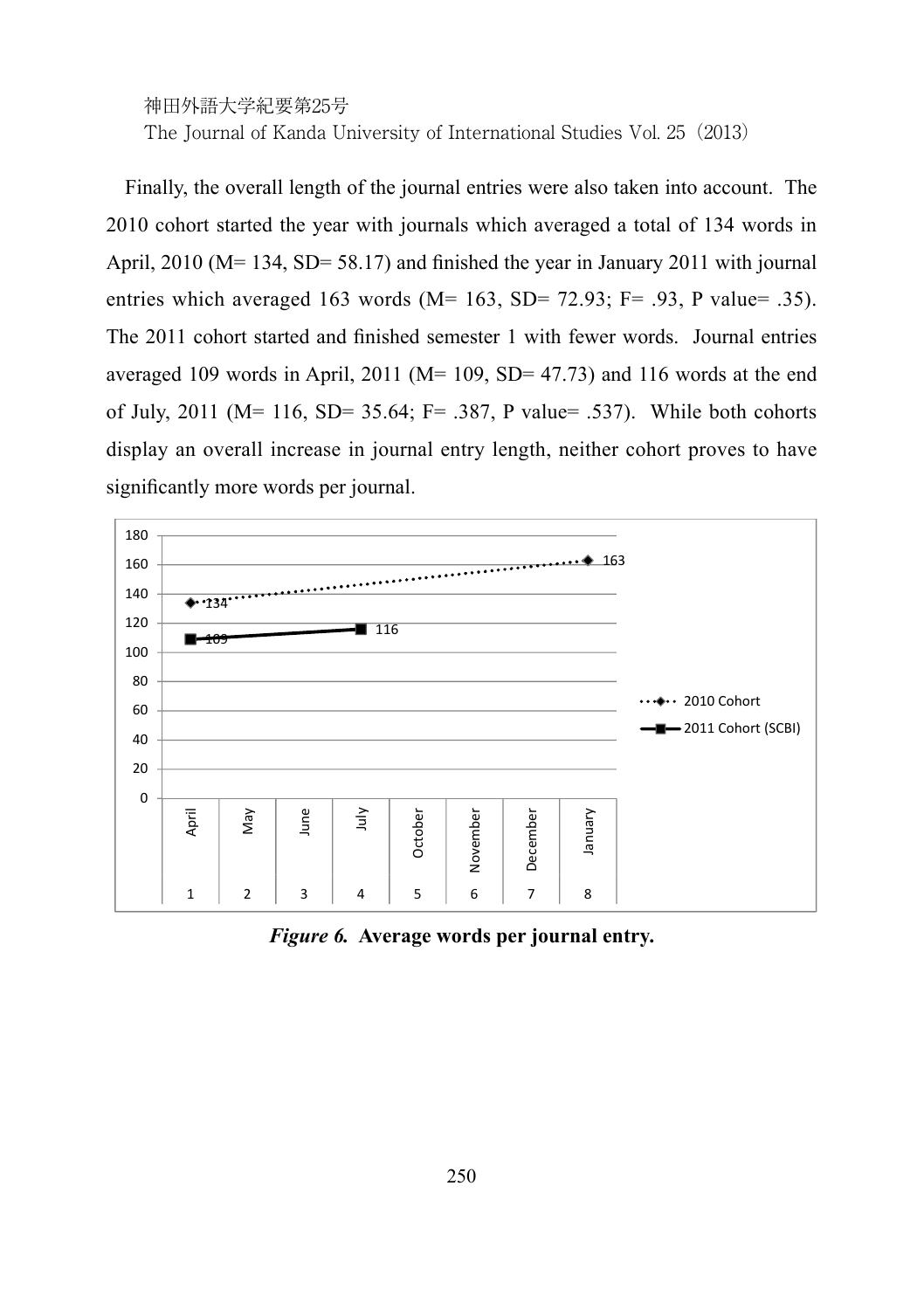Finally, the overall length of the journal entries were also taken into account. The 2010 cohort started the year with journals which averaged a total of 134 words in April, 2010 (M= 134, SD= 58.17) and finished the year in January 2011 with journal entries which averaged 163 words (M= 163, SD= 72.93; F= .93, P value= .35). The 2011 cohort started and finished semester 1 with fewer words. Journal entries averaged 109 words in April, 2011 (M= 109, SD= 47.73) and 116 words at the end of July, 2011 (M= 116, SD= 35.64; F= .387, P value= .537). While both cohorts display an overall increase in journal entry length, neither cohort proves to have significantly more words per journal.

***Figure 6.*** **Average words per journal entry.**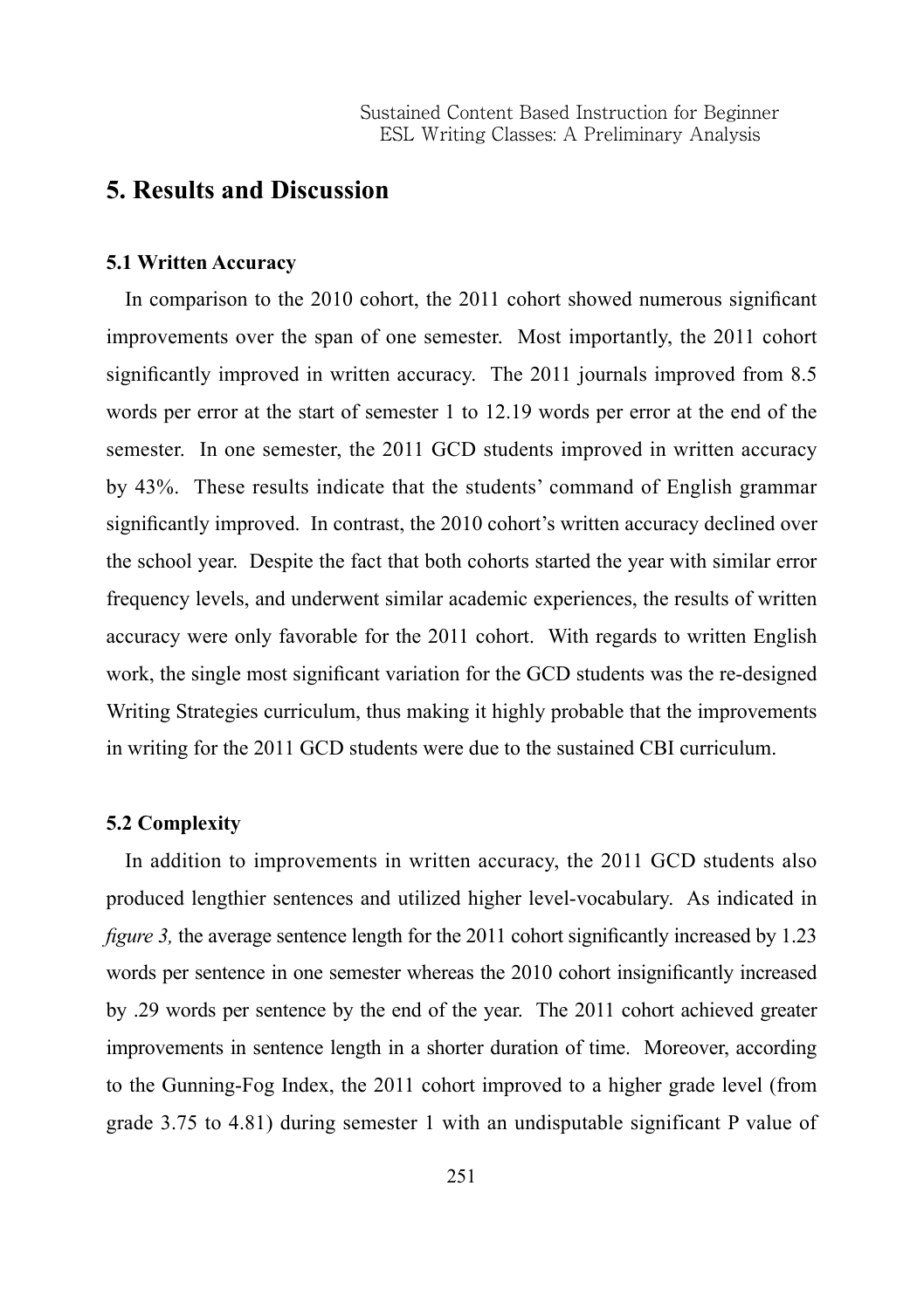## 5. Results and Discussion

### 5.1 Written Accuracy

In comparison to the 2010 cohort, the 2011 cohort showed numerous significant improvements over the span of one semester. Most importantly, the 2011 cohort significantly improved in written accuracy. The 2011 journals improved from 8.5 words per error at the start of semester 1 to 12.19 words per error at the end of the semester. In one semester, the 2011 GCD students improved in written accuracy by 43%. These results indicate that the students' command of English grammar significantly improved. In contrast, the 2010 cohort's written accuracy declined over the school year. Despite the fact that both cohorts started the year with similar error frequency levels, and underwent similar academic experiences, the results of written accuracy were only favorable for the 2011 cohort. With regards to written English work, the single most significant variation for the GCD students was the re-designed Writing Strategies curriculum, thus making it highly probable that the improvements in writing for the 2011 GCD students were due to the sustained CBI curriculum.

### 5.2 Complexity

In addition to improvements in written accuracy, the 2011 GCD students also produced lengthier sentences and utilized higher level-vocabulary. As indicated in *figure 3,* the average sentence length for the 2011 cohort significantly increased by 1.23 words per sentence in one semester whereas the 2010 cohort insignificantly increased by .29 words per sentence by the end of the year. The 2011 cohort achieved greater improvements in sentence length in a shorter duration of time. Moreover, according to the Gunning-Fog Index, the 2011 cohort improved to a higher grade level (from grade 3.75 to 4.81) during semester 1 with an undisputable significant P value of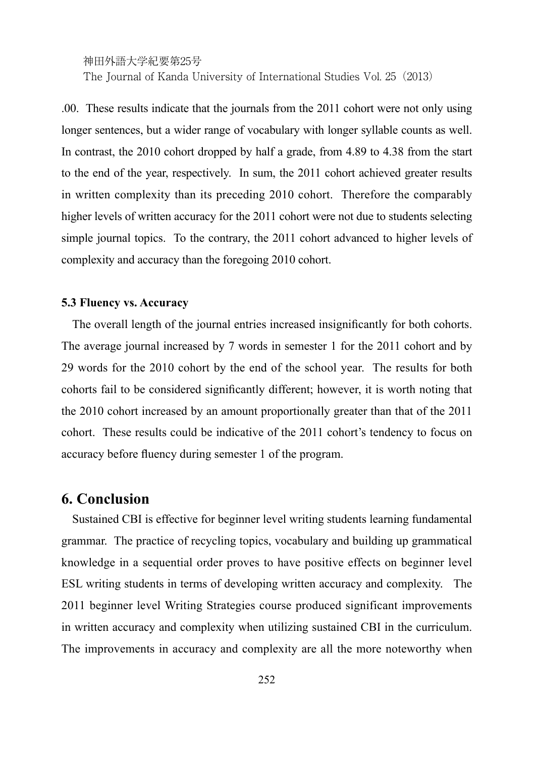.00. These results indicate that the journals from the 2011 cohort were not only using longer sentences, but a wider range of vocabulary with longer syllable counts as well. In contrast, the 2010 cohort dropped by half a grade, from 4.89 to 4.38 from the start to the end of the year, respectively. In sum, the 2011 cohort achieved greater results in written complexity than its preceding 2010 cohort. Therefore the comparably higher levels of written accuracy for the 2011 cohort were not due to students selecting simple journal topics. To the contrary, the 2011 cohort advanced to higher levels of complexity and accuracy than the foregoing 2010 cohort.

### 5.3 Fluency vs. Accuracy

The overall length of the journal entries increased insignificantly for both cohorts. The average journal increased by 7 words in semester 1 for the 2011 cohort and by 29 words for the 2010 cohort by the end of the school year. The results for both cohorts fail to be considered significantly different; however, it is worth noting that the 2010 cohort increased by an amount proportionally greater than that of the 2011 cohort. These results could be indicative of the 2011 cohort's tendency to focus on accuracy before fluency during semester 1 of the program.

## 6. Conclusion

Sustained CBI is effective for beginner level writing students learning fundamental grammar. The practice of recycling topics, vocabulary and building up grammatical knowledge in a sequential order proves to have positive effects on beginner level ESL writing students in terms of developing written accuracy and complexity. The 2011 beginner level Writing Strategies course produced significant improvements in written accuracy and complexity when utilizing sustained CBI in the curriculum. The improvements in accuracy and complexity are all the more noteworthy when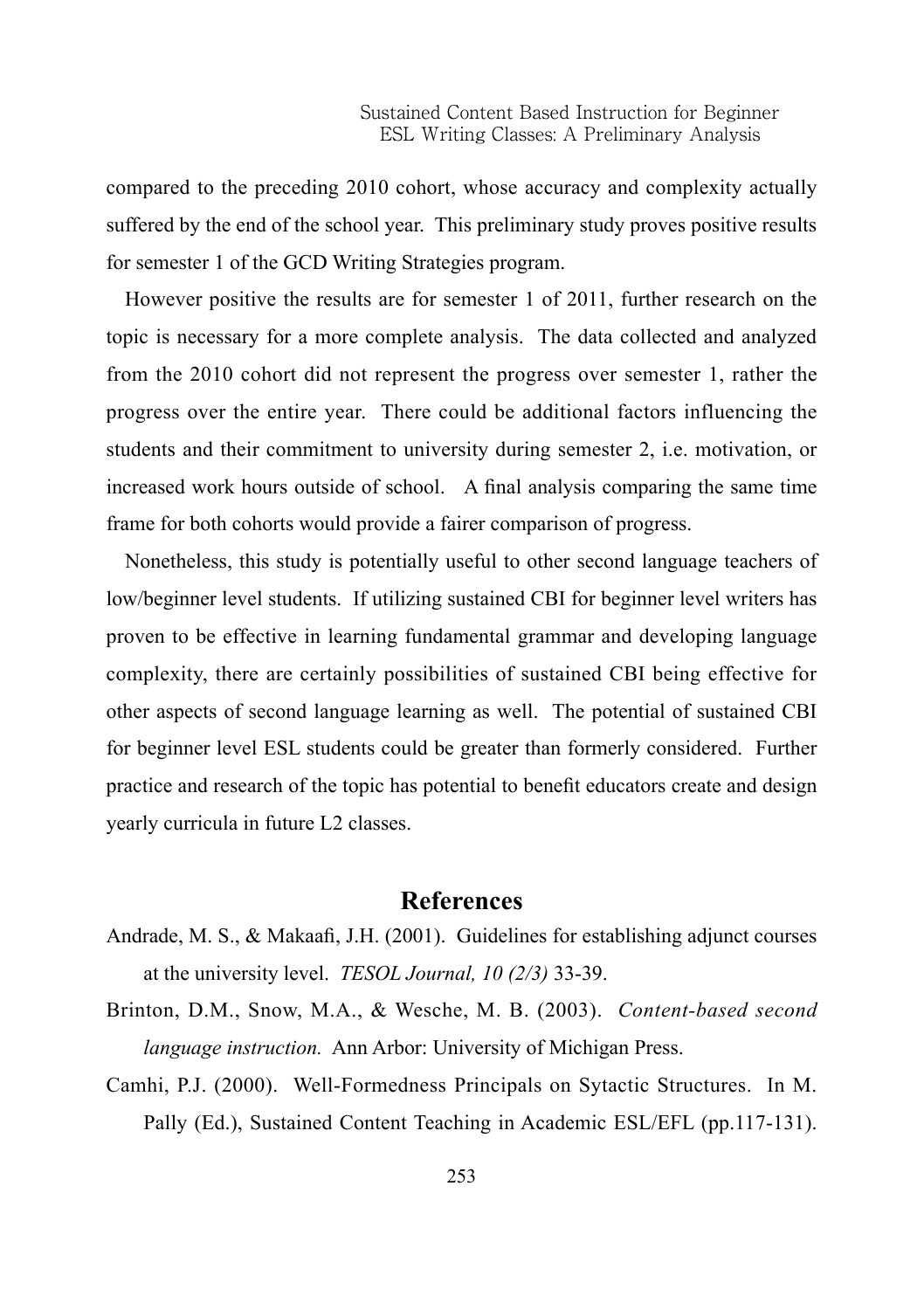compared to the preceding 2010 cohort, whose accuracy and complexity actually suffered by the end of the school year. This preliminary study proves positive results for semester 1 of the GCD Writing Strategies program.

However positive the results are for semester 1 of 2011, further research on the topic is necessary for a more complete analysis. The data collected and analyzed from the 2010 cohort did not represent the progress over semester 1, rather the progress over the entire year. There could be additional factors influencing the students and their commitment to university during semester 2, i.e. motivation, or increased work hours outside of school. A final analysis comparing the same time frame for both cohorts would provide a fairer comparison of progress.

Nonetheless, this study is potentially useful to other second language teachers of low/beginner level students. If utilizing sustained CBI for beginner level writers has proven to be effective in learning fundamental grammar and developing language complexity, there are certainly possibilities of sustained CBI being effective for other aspects of second language learning as well. The potential of sustained CBI for beginner level ESL students could be greater than formerly considered. Further practice and research of the topic has potential to benefit educators create and design yearly curricula in future L2 classes.

## References

Andrade, M. S., & Makaafi, J.H. (2001). Guidelines for establishing adjunct courses at the university level. *TESOL Journal, 10 (2/3)* 33-39.

Brinton, D.M., Snow, M.A., & Wesche, M. B. (2003). *Content-based second language instruction.* Ann Arbor: University of Michigan Press.

Camhi, P.J. (2000). Well-Formedness Principals on Sytactic Structures. In M. Pally (Ed.), Sustained Content Teaching in Academic ESL/EFL (pp.117-131).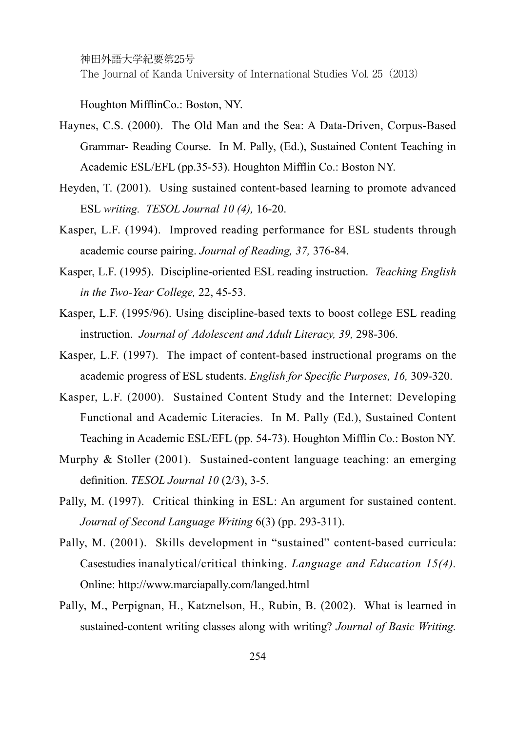Houghton MifflinCo.: Boston, NY.

Haynes, C.S. (2000). The Old Man and the Sea: A Data-Driven, Corpus-Based Grammar- Reading Course. In M. Pally, (Ed.), Sustained Content Teaching in Academic ESL/EFL (pp.35-53). Houghton Mifflin Co.: Boston NY.

Heyden, T. (2001). Using sustained content-based learning to promote advanced ESL *writing. TESOL Journal 10 (4),* 16-20.

Kasper, L.F. (1994). Improved reading performance for ESL students through academic course pairing. *Journal of Reading, 37,* 376-84.

Kasper, L.F. (1995). Discipline-oriented ESL reading instruction. *Teaching English in the Two-Year College,* 22, 45-53.

Kasper, L.F. (1995/96). Using discipline-based texts to boost college ESL reading instruction. *Journal of Adolescent and Adult Literacy, 39,* 298-306.

Kasper, L.F. (1997). The impact of content-based instructional programs on the academic progress of ESL students. *English for Specific Purposes, 16,* 309-320.

Kasper, L.F. (2000). Sustained Content Study and the Internet: Developing Functional and Academic Literacies. In M. Pally (Ed.), Sustained Content Teaching in Academic ESL/EFL (pp. 54-73). Houghton Mifflin Co.: Boston NY.

Murphy & Stoller (2001). Sustained-content language teaching: an emerging definition. *TESOL Journal 10* (2/3), 3-5.

Pally, M. (1997). Critical thinking in ESL: An argument for sustained content. *Journal of Second Language Writing* 6(3) (pp. 293-311).

Pally, M. (2001). Skills development in "sustained" content-based curricula: Casestudies inanalytical/critical thinking. *Language and Education 15(4).* Online: http://www.marciapally.com/langed.html

Pally, M., Perpignan, H., Katznelson, H., Rubin, B. (2002). What is learned in sustained-content writing classes along with writing? *Journal of Basic Writing.*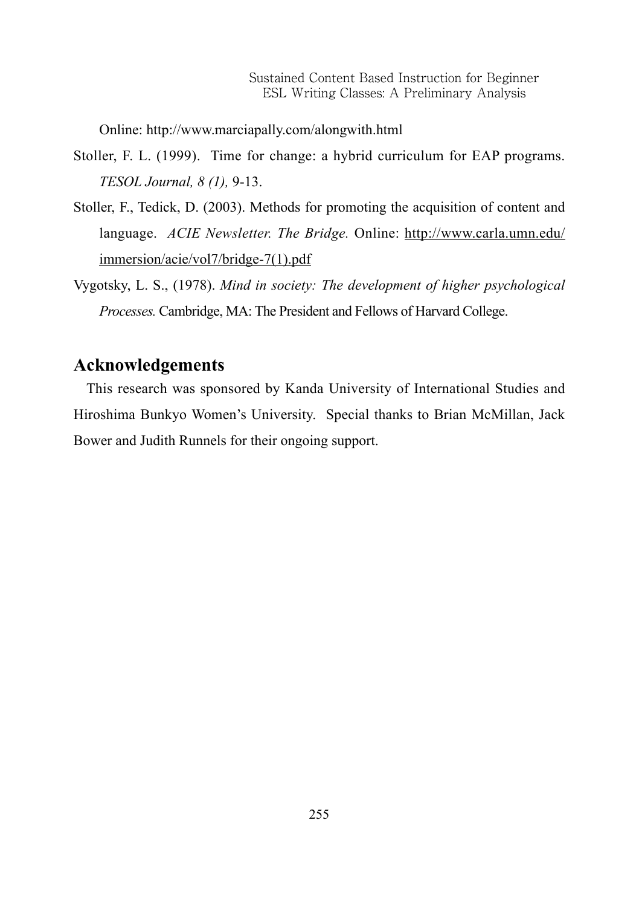Online: http://www.marciapally.com/alongwith.html

Stoller, F. L. (1999). Time for change: a hybrid curriculum for EAP programs. *TESOL Journal, 8 (1),* 9-13.

Stoller, F., Tedick, D. (2003). Methods for promoting the acquisition of content and language. *ACIE Newsletter. The Bridge.* Online: http://www.carla.umn.edu/immersion/acie/vol7/bridge-7(1).pdf

Vygotsky, L. S., (1978). *Mind in society: The development of higher psychological Processes.* Cambridge, MA: The President and Fellows of Harvard College.

## Acknowledgements

This research was sponsored by Kanda University of International Studies and Hiroshima Bunkyo Women's University. Special thanks to Brian McMillan, Jack Bower and Judith Runnels for their ongoing support.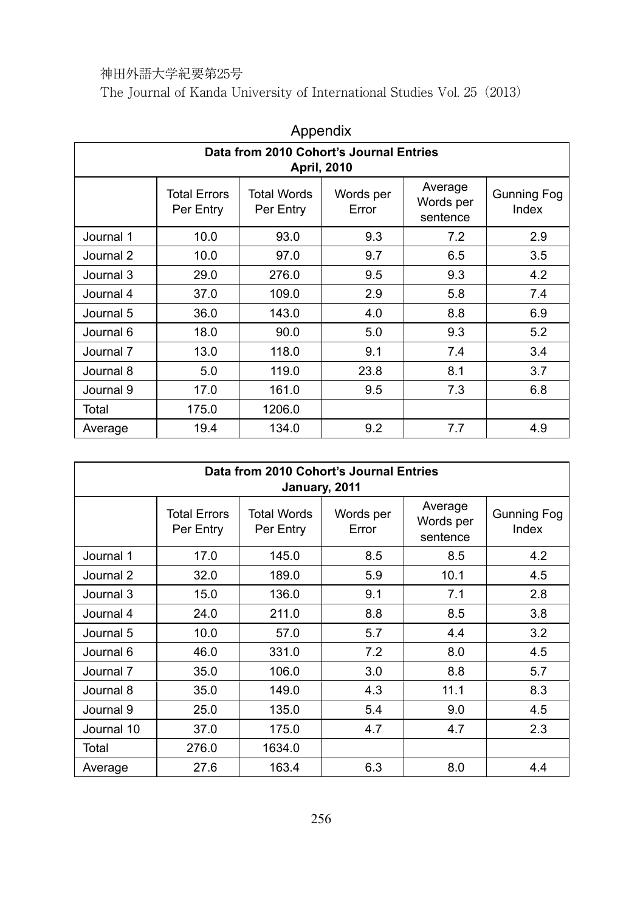## Appendix

| Data from 2010 Cohort's Journal Entries April, 2010 | | | | | |
|---|---|---|---|---|---|
| | Total Errors Per Entry | Total Words Per Entry | Words per Error | Average Words per sentence | Gunning Fog Index |
| Journal 1 | 10.0 | 93.0 | 9.3 | 7.2 | 2.9 |
| Journal 2 | 10.0 | 97.0 | 9.7 | 6.5 | 3.5 |
| Journal 3 | 29.0 | 276.0 | 9.5 | 9.3 | 4.2 |
| Journal 4 | 37.0 | 109.0 | 2.9 | 5.8 | 7.4 |
| Journal 5 | 36.0 | 143.0 | 4.0 | 8.8 | 6.9 |
| Journal 6 | 18.0 | 90.0 | 5.0 | 9.3 | 5.2 |
| Journal 7 | 13.0 | 118.0 | 9.1 | 7.4 | 3.4 |
| Journal 8 | 5.0 | 119.0 | 23.8 | 8.1 | 3.7 |
| Journal 9 | 17.0 | 161.0 | 9.5 | 7.3 | 6.8 |
| Total | 175.0 | 1206.0 | | | |
| Average | 19.4 | 134.0 | 9.2 | 7.7 | 4.9 |

| Data from 2010 Cohort's Journal Entries January, 2011 | | | | | |
|---|---|---|---|---|---|
| | Total Errors Per Entry | Total Words Per Entry | Words per Error | Average Words per sentence | Gunning Fog Index |
| Journal 1 | 17.0 | 145.0 | 8.5 | 8.5 | 4.2 |
| Journal 2 | 32.0 | 189.0 | 5.9 | 10.1 | 4.5 |
| Journal 3 | 15.0 | 136.0 | 9.1 | 7.1 | 2.8 |
| Journal 4 | 24.0 | 211.0 | 8.8 | 8.5 | 3.8 |
| Journal 5 | 10.0 | 57.0 | 5.7 | 4.4 | 3.2 |
| Journal 6 | 46.0 | 331.0 | 7.2 | 8.0 | 4.5 |
| Journal 7 | 35.0 | 106.0 | 3.0 | 8.8 | 5.7 |
| Journal 8 | 35.0 | 149.0 | 4.3 | 11.1 | 8.3 |
| Journal 9 | 25.0 | 135.0 | 5.4 | 9.0 | 4.5 |
| Journal 10 | 37.0 | 175.0 | 4.7 | 4.7 | 2.3 |
| Total | 276.0 | 1634.0 | | | |
| Average | 27.6 | 163.4 | 6.3 | 8.0 | 4.4 |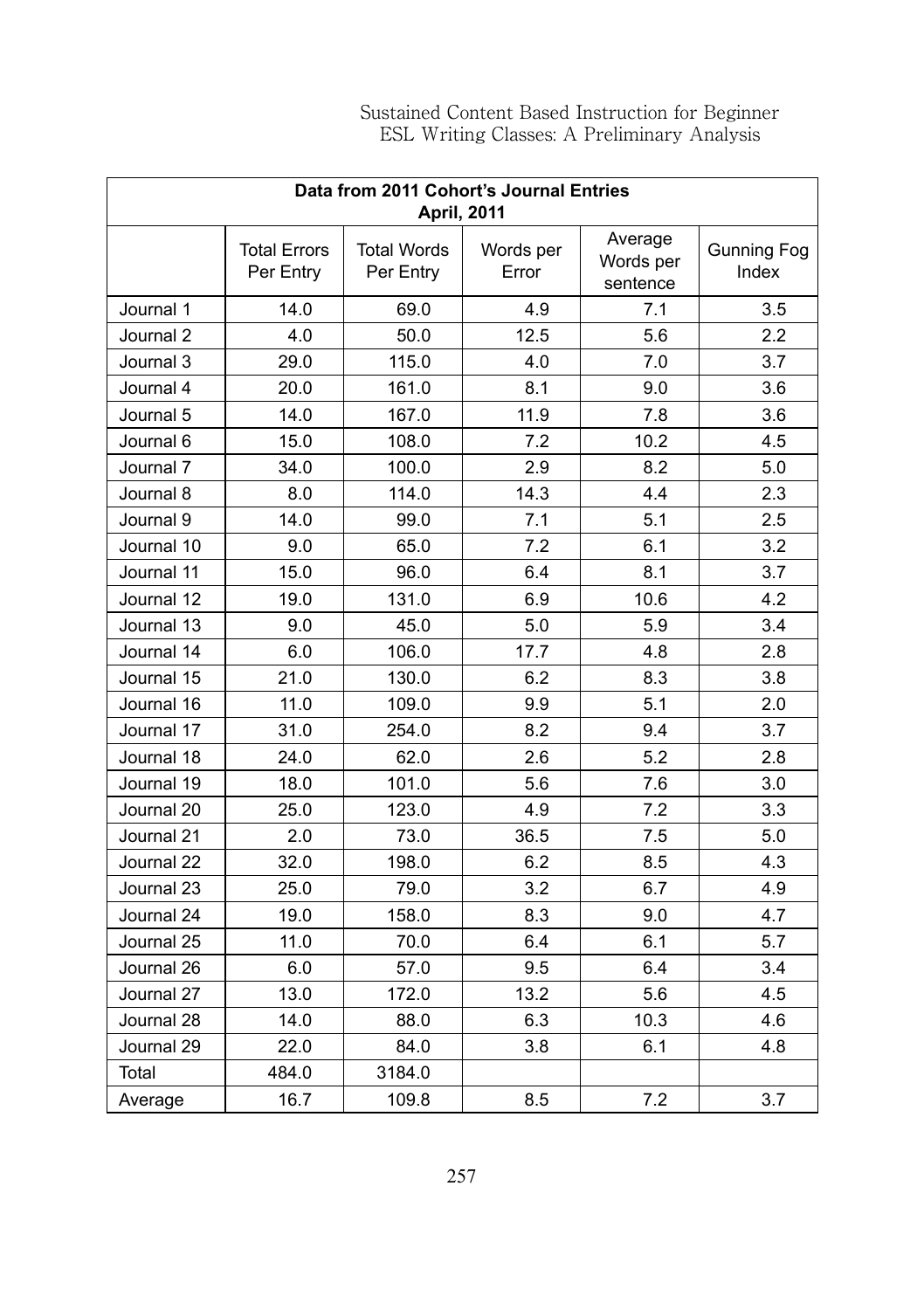| Data from 2011 Cohort's Journal Entries April, 2011 | | | | | |
|---|---|---|---|---|---|
| | Total Errors Per Entry | Total Words Per Entry | Words per Error | Average Words per sentence | Gunning Fog Index |
| Journal 1 | 14.0 | 69.0 | 4.9 | 7.1 | 3.5 |
| Journal 2 | 4.0 | 50.0 | 12.5 | 5.6 | 2.2 |
| Journal 3 | 29.0 | 115.0 | 4.0 | 7.0 | 3.7 |
| Journal 4 | 20.0 | 161.0 | 8.1 | 9.0 | 3.6 |
| Journal 5 | 14.0 | 167.0 | 11.9 | 7.8 | 3.6 |
| Journal 6 | 15.0 | 108.0 | 7.2 | 10.2 | 4.5 |
| Journal 7 | 34.0 | 100.0 | 2.9 | 8.2 | 5.0 |
| Journal 8 | 8.0 | 114.0 | 14.3 | 4.4 | 2.3 |
| Journal 9 | 14.0 | 99.0 | 7.1 | 5.1 | 2.5 |
| Journal 10 | 9.0 | 65.0 | 7.2 | 6.1 | 3.2 |
| Journal 11 | 15.0 | 96.0 | 6.4 | 8.1 | 3.7 |
| Journal 12 | 19.0 | 131.0 | 6.9 | 10.6 | 4.2 |
| Journal 13 | 9.0 | 45.0 | 5.0 | 5.9 | 3.4 |
| Journal 14 | 6.0 | 106.0 | 17.7 | 4.8 | 2.8 |
| Journal 15 | 21.0 | 130.0 | 6.2 | 8.3 | 3.8 |
| Journal 16 | 11.0 | 109.0 | 9.9 | 5.1 | 2.0 |
| Journal 17 | 31.0 | 254.0 | 8.2 | 9.4 | 3.7 |
| Journal 18 | 24.0 | 62.0 | 2.6 | 5.2 | 2.8 |
| Journal 19 | 18.0 | 101.0 | 5.6 | 7.6 | 3.0 |
| Journal 20 | 25.0 | 123.0 | 4.9 | 7.2 | 3.3 |
| Journal 21 | 2.0 | 73.0 | 36.5 | 7.5 | 5.0 |
| Journal 22 | 32.0 | 198.0 | 6.2 | 8.5 | 4.3 |
| Journal 23 | 25.0 | 79.0 | 3.2 | 6.7 | 4.9 |
| Journal 24 | 19.0 | 158.0 | 8.3 | 9.0 | 4.7 |
| Journal 25 | 11.0 | 70.0 | 6.4 | 6.1 | 5.7 |
| Journal 26 | 6.0 | 57.0 | 9.5 | 6.4 | 3.4 |
| Journal 27 | 13.0 | 172.0 | 13.2 | 5.6 | 4.5 |
| Journal 28 | 14.0 | 88.0 | 6.3 | 10.3 | 4.6 |
| Journal 29 | 22.0 | 84.0 | 3.8 | 6.1 | 4.8 |
| Total | 484.0 | 3184.0 | | | |
| Average | 16.7 | 109.8 | 8.5 | 7.2 | 3.7 |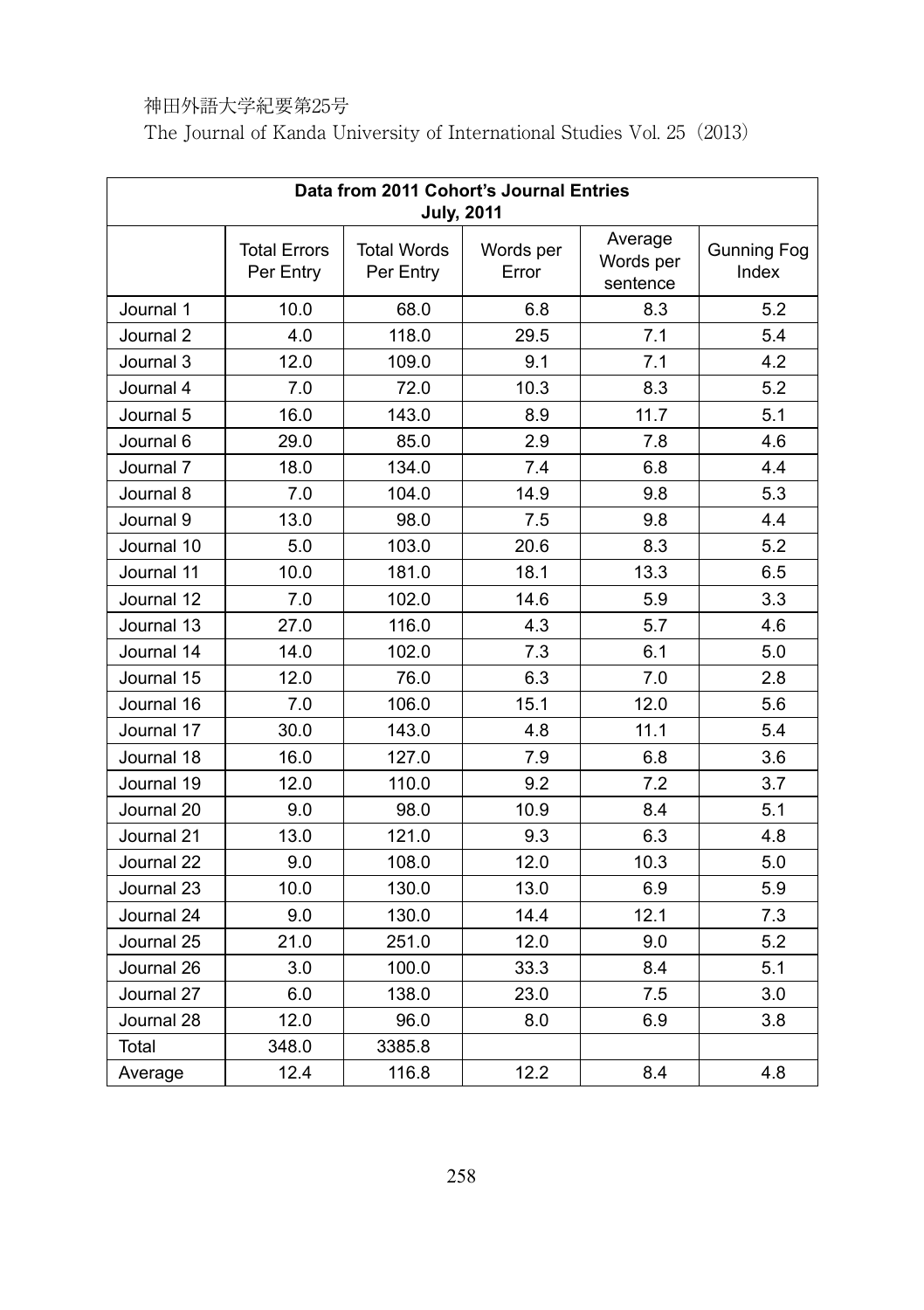| Data from 2011 Cohort's Journal Entries July, 2011 | | | | | |
|---|---|---|---|---|---|
| | Total Errors Per Entry | Total Words Per Entry | Words per Error | Average Words per sentence | Gunning Fog Index |
| Journal 1 | 10.0 | 68.0 | 6.8 | 8.3 | 5.2 |
| Journal 2 | 4.0 | 118.0 | 29.5 | 7.1 | 5.4 |
| Journal 3 | 12.0 | 109.0 | 9.1 | 7.1 | 4.2 |
| Journal 4 | 7.0 | 72.0 | 10.3 | 8.3 | 5.2 |
| Journal 5 | 16.0 | 143.0 | 8.9 | 11.7 | 5.1 |
| Journal 6 | 29.0 | 85.0 | 2.9 | 7.8 | 4.6 |
| Journal 7 | 18.0 | 134.0 | 7.4 | 6.8 | 4.4 |
| Journal 8 | 7.0 | 104.0 | 14.9 | 9.8 | 5.3 |
| Journal 9 | 13.0 | 98.0 | 7.5 | 9.8 | 4.4 |
| Journal 10 | 5.0 | 103.0 | 20.6 | 8.3 | 5.2 |
| Journal 11 | 10.0 | 181.0 | 18.1 | 13.3 | 6.5 |
| Journal 12 | 7.0 | 102.0 | 14.6 | 5.9 | 3.3 |
| Journal 13 | 27.0 | 116.0 | 4.3 | 5.7 | 4.6 |
| Journal 14 | 14.0 | 102.0 | 7.3 | 6.1 | 5.0 |
| Journal 15 | 12.0 | 76.0 | 6.3 | 7.0 | 2.8 |
| Journal 16 | 7.0 | 106.0 | 15.1 | 12.0 | 5.6 |
| Journal 17 | 30.0 | 143.0 | 4.8 | 11.1 | 5.4 |
| Journal 18 | 16.0 | 127.0 | 7.9 | 6.8 | 3.6 |
| Journal 19 | 12.0 | 110.0 | 9.2 | 7.2 | 3.7 |
| Journal 20 | 9.0 | 98.0 | 10.9 | 8.4 | 5.1 |
| Journal 21 | 13.0 | 121.0 | 9.3 | 6.3 | 4.8 |
| Journal 22 | 9.0 | 108.0 | 12.0 | 10.3 | 5.0 |
| Journal 23 | 10.0 | 130.0 | 13.0 | 6.9 | 5.9 |
| Journal 24 | 9.0 | 130.0 | 14.4 | 12.1 | 7.3 |
| Journal 25 | 21.0 | 251.0 | 12.0 | 9.0 | 5.2 |
| Journal 26 | 3.0 | 100.0 | 33.3 | 8.4 | 5.1 |
| Journal 27 | 6.0 | 138.0 | 23.0 | 7.5 | 3.0 |
| Journal 28 | 12.0 | 96.0 | 8.0 | 6.9 | 3.8 |
| Total | 348.0 | 3385.8 | | | |
| Average | 12.4 | 116.8 | 12.2 | 8.4 | 4.8 |